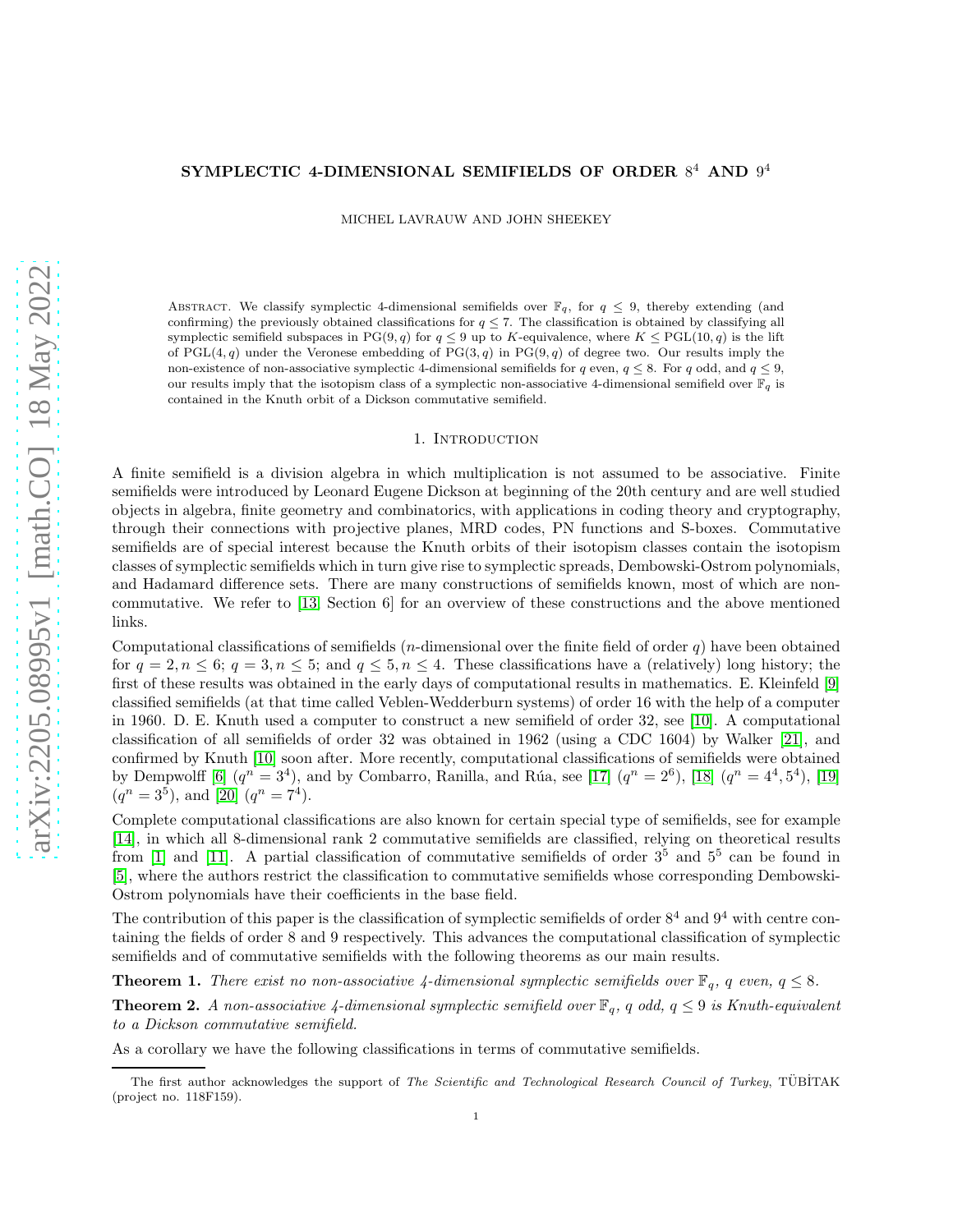# SYMPLECTIC 4-DIMENSIONAL SEMIFIELDS OF ORDER $8^4$ AND $9^4$

MICHEL LAVRAUW AND JOHN SHEEKEY

Abstract. We classify symplectic 4-dimensional semifields over $\mathbb{F}_q$, for $q \leq 9$, thereby extending (and confirming) the previously obtained classifications for $q \leq 7$. The classification is obtained by classifying all symplectic semifield subspaces in $\mathrm{PG}(9,q)$ for $q \leq 9$ up to $K$-equivalence, where $K \leq \mathrm{PGL}(10,q)$ is the lift of $\mathrm{PGL}(4,q)$ under the Veronese embedding of $\mathrm{PG}(3,q)$ in $\mathrm{PG}(9,q)$ of degree two. Our results imply the non-existence of non-associative symplectic 4-dimensional semifields for $q$ even, $q \leq 8$. For $q$ odd, and $q \leq 9$, our results imply that the isotopism class of a symplectic non-associative 4-dimensional semifield over $\mathbb{F}_q$ is contained in the Knuth orbit of a Dickson commutative semifield.

## 1. Introduction

A finite semifield is a division algebra in which multiplication is not assumed to be associative. Finite semifields were introduced by Leonard Eugene Dickson at beginning of the 20th century and are well studied objects in algebra, finite geometry and combinatorics, with applications in coding theory and cryptography, through their connections with projective planes, MRD codes, PN functions and S-boxes. Commutative semifields are of special interest because the Knuth orbits of their isotopism classes contain the isotopism classes of symplectic semifields which in turn give rise to symplectic spreads, Dembowski-Ostrom polynomials, and Hadamard difference sets. There are many constructions of semifields known, most of which are non-commutative. We refer to [13, Section 6] for an overview of these constructions and the above mentioned links.

Computational classifications of semifields ($n$-dimensional over the finite field of order $q$) have been obtained for $q = 2, n \leq 6$; $q = 3, n \leq 5$; and $q \leq 5, n \leq 4$. These classifications have a (relatively) long history; the first of these results was obtained in the early days of computational results in mathematics. E. Kleinfeld [9] classified semifields (at that time called Veblen-Wedderburn systems) of order 16 with the help of a computer in 1960. D. E. Knuth used a computer to construct a new semifield of order 32, see [10]. A computational classification of all semifields of order 32 was obtained in 1962 (using a CDC 1604) by Walker [21], and confirmed by Knuth [10] soon after. More recently, computational classifications of semifields were obtained by Dempwolff [6] ($q^n = 3^4$), and by Combarro, Ranilla, and Rúa, see [17] ($q^n = 2^6$), [18] ($q^n = 4^4, 5^4$), [19] ($q^n = 3^5$), and [20] ($q^n = 7^4$).

Complete computational classifications are also known for certain special type of semifields, see for example [14], in which all 8-dimensional rank 2 commutative semifields are classified, relying on theoretical results from [1] and [11]. A partial classification of commutative semifields of order $3^5$ and $5^5$ can be found in [5], where the authors restrict the classification to commutative semifields whose corresponding Dembowski-Ostrom polynomials have their coefficients in the base field.

The contribution of this paper is the classification of symplectic semifields of order $8^4$ and $9^4$ with centre containing the fields of order 8 and 9 respectively. This advances the computational classification of symplectic semifields and of commutative semifields with the following theorems as our main results.

**Theorem 1.** *There exist no non-associative 4-dimensional symplectic semifields over $\mathbb{F}_q$, $q$ even, $q \leq 8$.*

**Theorem 2.** *A non-associative 4-dimensional symplectic semifield over $\mathbb{F}_q$, $q$ odd, $q \leq 9$ is Knuth-equivalent to a Dickson commutative semifield.*

As a corollary we have the following classifications in terms of commutative semifields.

The first author acknowledges the support of *The Scientific and Technological Research Council of Turkey*, TÜBİTAK (project no. 118F159).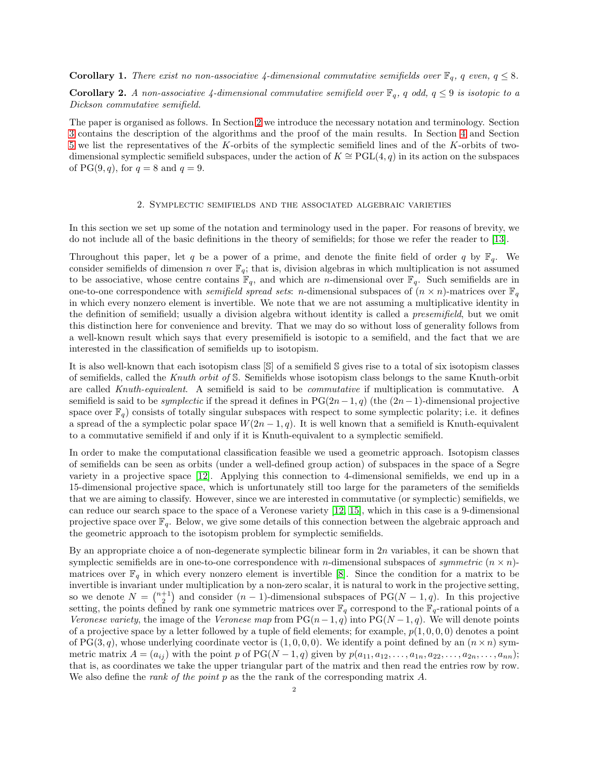**Corollary 1.** *There exist no non-associative 4-dimensional commutative semifields over $\mathbb{F}_q$, $q$ even, $q \leq 8$.*

**Corollary 2.** *A non-associative 4-dimensional commutative semifield over $\mathbb{F}_q$, $q$ odd, $q \leq 9$ is isotopic to a Dickson commutative semifield.*

The paper is organised as follows. In Section 2 we introduce the necessary notation and terminology. Section 3 contains the description of the algorithms and the proof of the main results. In Section 4 and Section 5 we list the representatives of the $K$-orbits of the symplectic semifield lines and of the $K$-orbits of two-dimensional symplectic semifield subspaces, under the action of $K \cong \mathrm{PGL}(4, q)$ in its action on the subspaces of $\mathrm{PG}(9, q)$, for $q = 8$ and $q = 9$.

## 2. Symplectic semifields and the associated algebraic varieties

In this section we set up some of the notation and terminology used in the paper. For reasons of brevity, we do not include all of the basic definitions in the theory of semifields; for those we refer the reader to [13].

Throughout this paper, let $q$ be a power of a prime, and denote the finite field of order $q$ by $\mathbb{F}_q$. We consider semifields of dimension $n$ over $\mathbb{F}_q$; that is, division algebras in which multiplication is not assumed to be associative, whose centre contains $\mathbb{F}_q$, and which are $n$-dimensional over $\mathbb{F}_q$. Such semifields are in one-to-one correspondence with *semifield spread sets*: $n$-dimensional subspaces of $(n \times n)$-matrices over $\mathbb{F}_q$ in which every nonzero element is invertible. We note that we are not assuming a multiplicative identity in the definition of semifield; usually a division algebra without identity is called a *presemifield*, but we omit this distinction here for convenience and brevity. That we may do so without loss of generality follows from a well-known result which says that every presemifield is isotopic to a semifield, and the fact that we are interested in the classification of semifields up to isotopism.

It is also well-known that each isotopism class $[\mathbb{S}]$ of a semifield $\mathbb{S}$ gives rise to a total of six isotopism classes of semifields, called the *Knuth orbit of* $\mathbb{S}$. Semifields whose isotopism class belongs to the same Knuth-orbit are called *Knuth-equivalent*. A semifield is said to be *commutative* if multiplication is commutative. A semifield is said to be *symplectic* if the spread it defines in $\mathrm{PG}(2n-1, q)$ (the $(2n-1)$-dimensional projective space over $\mathbb{F}_q$) consists of totally singular subspaces with respect to some symplectic polarity; i.e. it defines a spread of the a symplectic polar space $W(2n-1, q)$. It is well known that a semifield is Knuth-equivalent to a commutative semifield if and only if it is Knuth-equivalent to a symplectic semifield.

In order to make the computational classification feasible we used a geometric approach. Isotopism classes of semifields can be seen as orbits (under a well-defined group action) of subspaces in the space of a Segre variety in a projective space [12]. Applying this connection to 4-dimensional semifields, we end up in a 15-dimensional projective space, which is unfortunately still too large for the parameters of the semifields that we are aiming to classify. However, since we are interested in commutative (or symplectic) semifields, we can reduce our search space to the space of a Veronese variety [12, 15], which in this case is a 9-dimensional projective space over $\mathbb{F}_q$. Below, we give some details of this connection between the algebraic approach and the geometric approach to the isotopism problem for symplectic semifields.

By an appropriate choice a of non-degenerate symplectic bilinear form in $2n$ variables, it can be shown that symplectic semifields are in one-to-one correspondence with $n$-dimensional subspaces of *symmetric* $(n \times n)$-matrices over $\mathbb{F}_q$ in which every nonzero element is invertible [8]. Since the condition for a matrix to be invertible is invariant under multiplication by a non-zero scalar, it is natural to work in the projective setting, so we denote $N = \binom{n+1}{2}$ and consider $(n-1)$-dimensional subspaces of $\mathrm{PG}(N-1, q)$. In this projective setting, the points defined by rank one symmetric matrices over $\mathbb{F}_q$ correspond to the $\mathbb{F}_q$-rational points of a *Veronese variety*, the image of the *Veronese map* from $\mathrm{PG}(n-1, q)$ into $\mathrm{PG}(N-1, q)$. We will denote points of a projective space by a letter followed by a tuple of field elements; for example, $p(1, 0, 0, 0)$ denotes a point of $\mathrm{PG}(3, q)$, whose underlying coordinate vector is $(1, 0, 0, 0)$. We identify a point defined by an $(n \times n)$ symmetric matrix $A = (a_{ij})$ with the point $p$ of $\mathrm{PG}(N-1, q)$ given by $p(a_{11}, a_{12}, \ldots, a_{1n}, a_{22}, \ldots, a_{2n}, \ldots, a_{nn})$; that is, as coordinates we take the upper triangular part of the matrix and then read the entries row by row. We also define the *rank of the point* $p$ as the the rank of the corresponding matrix $A$.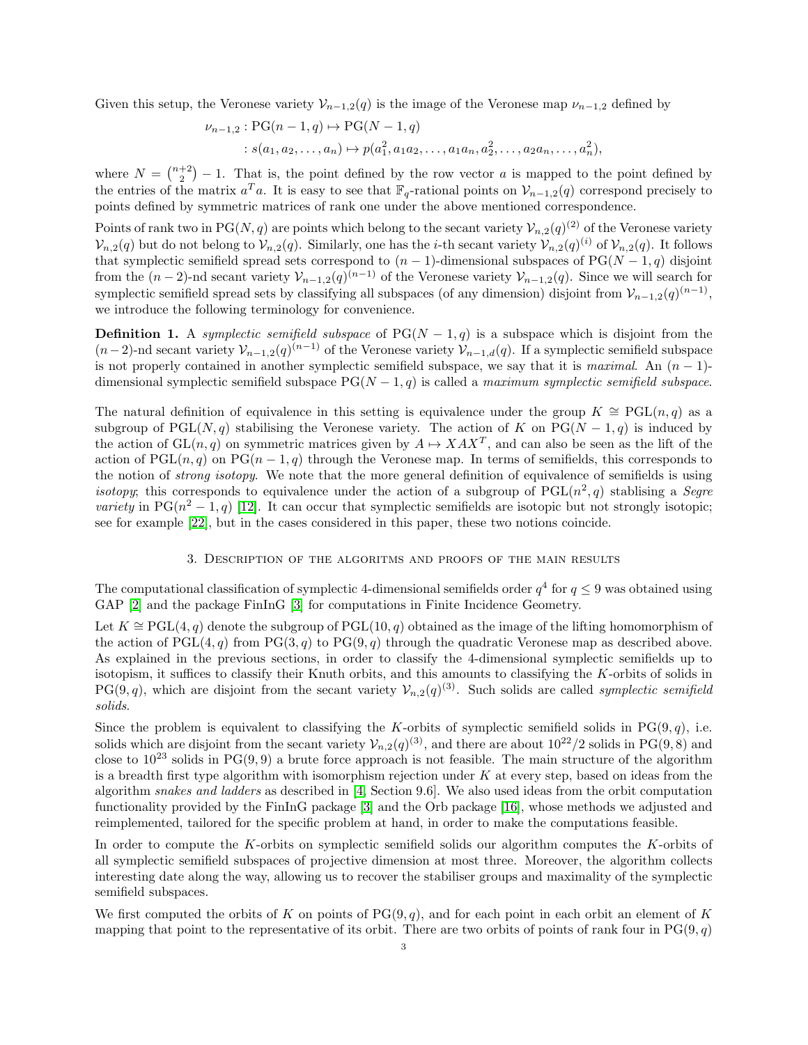Given this setup, the Veronese variety $\mathcal{V}_{n-1,2}(q)$ is the image of the Veronese map $\nu_{n-1,2}$ defined by

$$\begin{aligned}\nu_{n-1,2} : \mathrm{PG}(n-1,q) &\mapsto \mathrm{PG}(N-1,q)\\ : s(a_1, a_2, \ldots, a_n) &\mapsto p(a_1^2, a_1a_2, \ldots, a_1a_n, a_2^2, \ldots, a_2a_n, \ldots, a_n^2),\end{aligned}$$

where $N = \binom{n+2}{2} - 1$. That is, the point defined by the row vector $a$ is mapped to the point defined by the entries of the matrix $a^T a$. It is easy to see that $\mathbb{F}_q$-rational points on $\mathcal{V}_{n-1,2}(q)$ correspond precisely to points defined by symmetric matrices of rank one under the above mentioned correspondence.

Points of rank two in $\mathrm{PG}(N,q)$ are points which belong to the secant variety $\mathcal{V}_{n,2}(q)^{(2)}$ of the Veronese variety $\mathcal{V}_{n,2}(q)$ but do not belong to $\mathcal{V}_{n,2}(q)$. Similarly, one has the $i$-th secant variety $\mathcal{V}_{n,2}(q)^{(i)}$ of $\mathcal{V}_{n,2}(q)$. It follows that symplectic semifield spread sets correspond to $(n-1)$-dimensional subspaces of $\mathrm{PG}(N-1,q)$ disjoint from the $(n-2)$-nd secant variety $\mathcal{V}_{n-1,2}(q)^{(n-1)}$ of the Veronese variety $\mathcal{V}_{n-1,2}(q)$. Since we will search for symplectic semifield spread sets by classifying all subspaces (of any dimension) disjoint from $\mathcal{V}_{n-1,2}(q)^{(n-1)}$, we introduce the following terminology for convenience.

**Definition 1.** A *symplectic semifield subspace* of $\mathrm{PG}(N-1,q)$ is a subspace which is disjoint from the $(n-2)$-nd secant variety $\mathcal{V}_{n-1,2}(q)^{(n-1)}$ of the Veronese variety $\mathcal{V}_{n-1,d}(q)$. If a symplectic semifield subspace is not properly contained in another symplectic semifield subspace, we say that it is *maximal*. An $(n-1)$-dimensional symplectic semifield subspace $\mathrm{PG}(N-1,q)$ is called a *maximum symplectic semifield subspace*.

The natural definition of equivalence in this setting is equivalence under the group $K \cong \mathrm{PGL}(n,q)$ as a subgroup of $\mathrm{PGL}(N,q)$ stabilising the Veronese variety. The action of $K$ on $\mathrm{PG}(N-1,q)$ is induced by the action of $\mathrm{GL}(n,q)$ on symmetric matrices given by $A \mapsto XAX^T$, and can also be seen as the lift of the action of $\mathrm{PGL}(n,q)$ on $\mathrm{PG}(n-1,q)$ through the Veronese map. In terms of semifields, this corresponds to the notion of *strong isotopy*. We note that the more general definition of equivalence of semifields is using *isotopy*; this corresponds to equivalence under the action of a subgroup of $\mathrm{PGL}(n^2,q)$ stablising a *Segre variety* in $\mathrm{PG}(n^2-1,q)$ [12]. It can occur that symplectic semifields are isotopic but not strongly isotopic; see for example [22], but in the cases considered in this paper, these two notions coincide.

## 3. Description of the algoritms and proofs of the main results

The computational classification of symplectic 4-dimensional semifields order $q^4$ for $q \leq 9$ was obtained using GAP [2] and the package FinInG [3] for computations in Finite Incidence Geometry.

Let $K \cong \mathrm{PGL}(4,q)$ denote the subgroup of $\mathrm{PGL}(10,q)$ obtained as the image of the lifting homomorphism of the action of $\mathrm{PGL}(4,q)$ from $\mathrm{PG}(3,q)$ to $\mathrm{PG}(9,q)$ through the quadratic Veronese map as described above. As explained in the previous sections, in order to classify the 4-dimensional symplectic semifields up to isotopism, it suffices to classify their Knuth orbits, and this amounts to classifying the $K$-orbits of solids in $\mathrm{PG}(9,q)$, which are disjoint from the secant variety $\mathcal{V}_{n,2}(q)^{(3)}$. Such solids are called *symplectic semifield solids*.

Since the problem is equivalent to classifying the $K$-orbits of symplectic semifield solids in $\mathrm{PG}(9,q)$, i.e. solids which are disjoint from the secant variety $\mathcal{V}_{n,2}(q)^{(3)}$, and there are about $10^{22}/2$ solids in $\mathrm{PG}(9,8)$ and close to $10^{23}$ solids in $\mathrm{PG}(9,9)$ a brute force approach is not feasible. The main structure of the algorithm is a breadth first type algorithm with isomorphism rejection under $K$ at every step, based on ideas from the algorithm *snakes and ladders* as described in [4, Section 9.6]. We also used ideas from the orbit computation functionality provided by the FinInG package [3] and the Orb package [16], whose methods we adjusted and reimplemented, tailored for the specific problem at hand, in order to make the computations feasible.

In order to compute the $K$-orbits on symplectic semifield solids our algorithm computes the $K$-orbits of all symplectic semifield subspaces of projective dimension at most three. Moreover, the algorithm collects interesting date along the way, allowing us to recover the stabiliser groups and maximality of the symplectic semifield subspaces.

We first computed the orbits of $K$ on points of $\mathrm{PG}(9,q)$, and for each point in each orbit an element of $K$ mapping that point to the representative of its orbit. There are two orbits of points of rank four in $\mathrm{PG}(9,q)$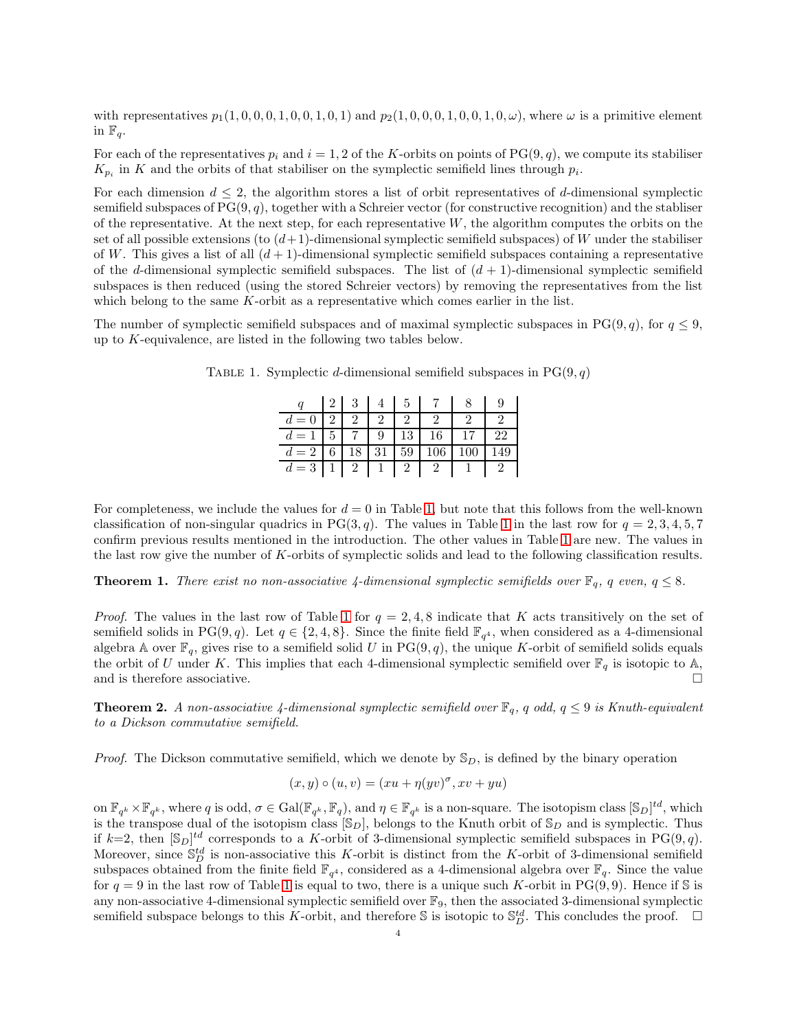with representatives $p_1(1,0,0,0,1,0,0,1,0,1)$ and $p_2(1,0,0,0,1,0,0,1,0,\omega)$, where $\omega$ is a primitive element in $\mathbb{F}_q$.

For each of the representatives $p_i$ and $i = 1,2$ of the $K$-orbits on points of $\mathrm{PG}(9,q)$, we compute its stabiliser $K_{p_i}$ in $K$ and the orbits of that stabiliser on the symplectic semifield lines through $p_i$.

For each dimension $d \le 2$, the algorithm stores a list of orbit representatives of $d$-dimensional symplectic semifield subspaces of $\mathrm{PG}(9,q)$, together with a Schreier vector (for constructive recognition) and the stabliser of the representative. At the next step, for each representative $W$, the algorithm computes the orbits on the set of all possible extensions (to $(d+1)$-dimensional symplectic semifield subspaces) of $W$ under the stabiliser of $W$. This gives a list of all $(d+1)$-dimensional symplectic semifield subspaces containing a representative of the $d$-dimensional symplectic semifield subspaces. The list of $(d+1)$-dimensional symplectic semifield subspaces is then reduced (using the stored Schreier vectors) by removing the representatives from the list which belong to the same $K$-orbit as a representative which comes earlier in the list.

The number of symplectic semifield subspaces and of maximal symplectic subspaces in $\mathrm{PG}(9,q)$, for $q \le 9$, up to $K$-equivalence, are listed in the following two tables below.

Table 1. Symplectic $d$-dimensional semifield subspaces in $\mathrm{PG}(9,q)$

| $q$ | 2 | 3 | 4 | 5 | 7 | 8 | 9 |
|---|---|---|---|---|---|---|---|
| $d=0$ | 2 | 2 | 2 | 2 | 2 | 2 | 2 |
| $d=1$ | 5 | 7 | 9 | 13 | 16 | 17 | 22 |
| $d=2$ | 6 | 18 | 31 | 59 | 106 | 100 | 149 |
| $d=3$ | 1 | 2 | 1 | 2 | 2 | 1 | 2 |

For completeness, we include the values for $d = 0$ in Table 1, but note that this follows from the well-known classification of non-singular quadrics in $\mathrm{PG}(3,q)$. The values in Table 1 in the last row for $q = 2,3,4,5,7$ confirm previous results mentioned in the introduction. The other values in Table 1 are new. The values in the last row give the number of $K$-orbits of symplectic solids and lead to the following classification results.

**Theorem 1.** *There exist no non-associative 4-dimensional symplectic semifields over $\mathbb{F}_q$, $q$ even, $q \le 8$.*

*Proof.* The values in the last row of Table 1 for $q = 2,4,8$ indicate that $K$ acts transitively on the set of semifield solids in $\mathrm{PG}(9,q)$. Let $q \in \{2,4,8\}$. Since the finite field $\mathbb{F}_{q^4}$, when considered as a 4-dimensional algebra $\mathbb{A}$ over $\mathbb{F}_q$, gives rise to a semifield solid $U$ in $\mathrm{PG}(9,q)$, the unique $K$-orbit of semifield solids equals the orbit of $U$ under $K$. This implies that each 4-dimensional symplectic semifield over $\mathbb{F}_q$ is isotopic to $\mathbb{A}$, and is therefore associative. □

**Theorem 2.** *A non-associative 4-dimensional symplectic semifield over $\mathbb{F}_q$, $q$ odd, $q \le 9$ is Knuth-equivalent to a Dickson commutative semifield.*

*Proof.* The Dickson commutative semifield, which we denote by $\mathbb{S}_D$, is defined by the binary operation

$$(x,y) \circ (u,v) = (xu + \eta(yv)^\sigma, xv + yu)$$

on $\mathbb{F}_{q^k} \times \mathbb{F}_{q^k}$, where $q$ is odd, $\sigma \in \mathrm{Gal}(\mathbb{F}_{q^k}, \mathbb{F}_q)$, and $\eta \in \mathbb{F}_{q^k}$ is a non-square. The isotopism class $[\mathbb{S}_D]^{td}$, which is the transpose dual of the isotopism class $[\mathbb{S}_D]$, belongs to the Knuth orbit of $\mathbb{S}_D$ and is symplectic. Thus if $k$=2, then $[\mathbb{S}_D]^{td}$ corresponds to a $K$-orbit of 3-dimensional symplectic semifield subspaces in $\mathrm{PG}(9,q)$. Moreover, since $\mathbb{S}_D^{td}$ is non-associative this $K$-orbit is distinct from the $K$-orbit of 3-dimensional semifield subspaces obtained from the finite field $\mathbb{F}_{q^4}$, considered as a 4-dimensional algebra over $\mathbb{F}_q$. Since the value for $q = 9$ in the last row of Table 1 is equal to two, there is a unique such $K$-orbit in $\mathrm{PG}(9,9)$. Hence if $\mathbb{S}$ is any non-associative 4-dimensional symplectic semifield over $\mathbb{F}_9$, then the associated 3-dimensional symplectic semifield subspace belongs to this $K$-orbit, and therefore $\mathbb{S}$ is isotopic to $\mathbb{S}_D^{td}$. This concludes the proof. □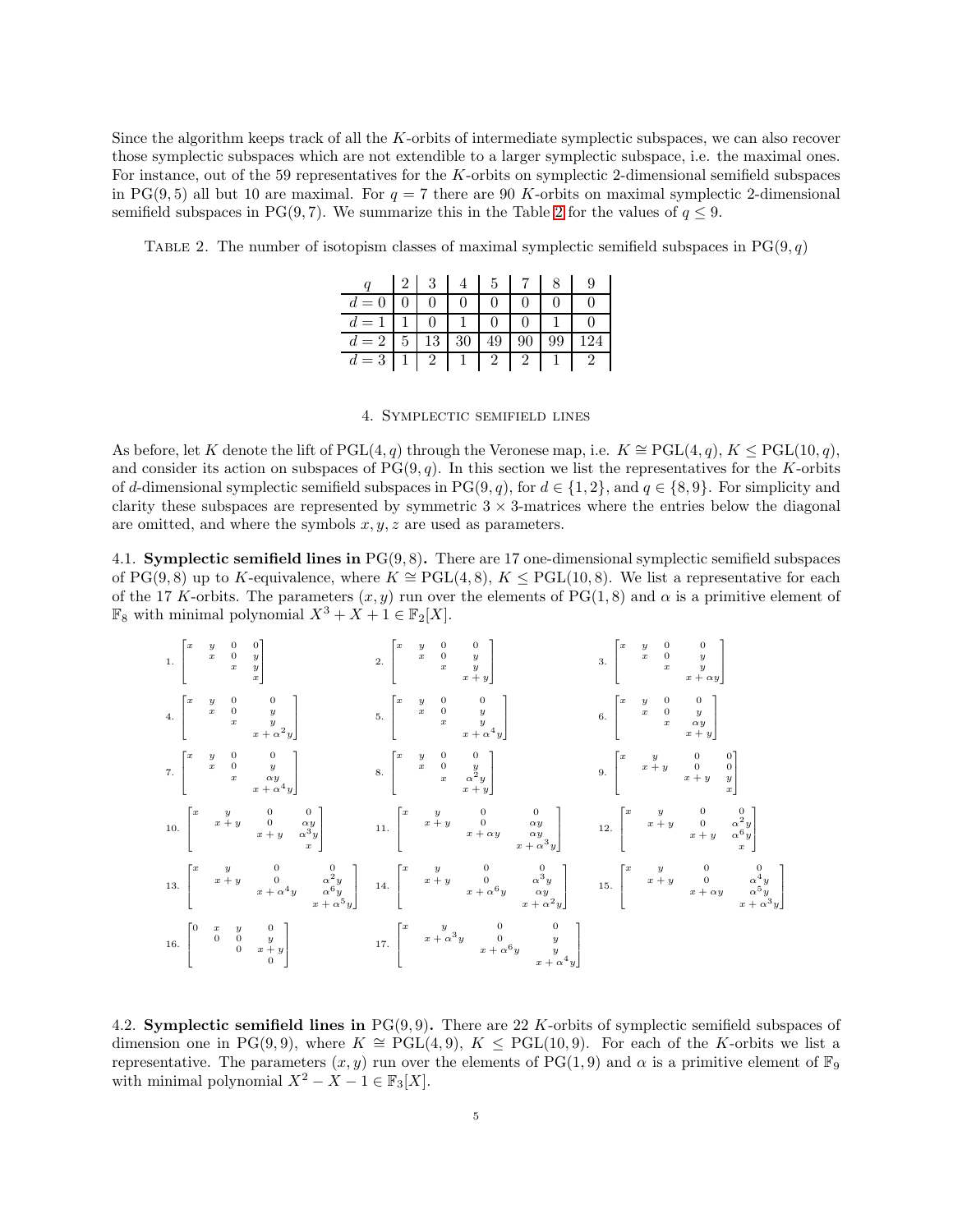Since the algorithm keeps track of all the $K$-orbits of intermediate symplectic subspaces, we can also recover those symplectic subspaces which are not extendible to a larger symplectic subspace, i.e. the maximal ones. For instance, out of the 59 representatives for the $K$-orbits on symplectic 2-dimensional semifield subspaces in $\mathrm{PG}(9,5)$ all but 10 are maximal. For $q = 7$ there are 90 $K$-orbits on maximal symplectic 2-dimensional semifield subspaces in $\mathrm{PG}(9,7)$. We summarize this in the Table 2 for the values of $q \leq 9$.

TABLE 2. The number of isotopism classes of maximal symplectic semifield subspaces in $\mathrm{PG}(9,q)$

| $q$ | 2 | 3 | 4 | 5 | 7 | 8 | 9 |
|---|---|---|---|---|---|---|---|
| $d=0$ | 0 | 0 | 0 | 0 | 0 | 0 | 0 |
| $d=1$ | 1 | 0 | 1 | 0 | 0 | 1 | 0 |
| $d=2$ | 5 | 13 | 30 | 49 | 90 | 99 | 124 |
| $d=3$ | 1 | 2 | 1 | 2 | 2 | 1 | 2 |

## 4. Symplectic semifield lines

As before, let $K$ denote the lift of $\mathrm{PGL}(4,q)$ through the Veronese map, i.e. $K \cong \mathrm{PGL}(4,q)$, $K \leq \mathrm{PGL}(10,q)$, and consider its action on subspaces of $\mathrm{PG}(9,q)$. In this section we list the representatives for the $K$-orbits of $d$-dimensional symplectic semifield subspaces in $\mathrm{PG}(9,q)$, for $d \in \{1,2\}$, and $q \in \{8,9\}$. For simplicity and clarity these subspaces are represented by symmetric $3 \times 3$-matrices where the entries below the diagonal are omitted, and where the symbols $x, y, z$ are used as parameters.

**4.1. Symplectic semifield lines in $\mathrm{PG}(9,8)$.** There are 17 one-dimensional symplectic semifield subspaces of $\mathrm{PG}(9,8)$ up to $K$-equivalence, where $K \cong \mathrm{PGL}(4,8)$, $K \leq \mathrm{PGL}(10,8)$. We list a representative for each of the 17 $K$-orbits. The parameters $(x,y)$ run over the elements of $\mathrm{PG}(1,8)$ and $\alpha$ is a primitive element of $\mathbb{F}_8$ with minimal polynomial $X^3 + X + 1 \in \mathbb{F}_2[X]$.

1. $\begin{bmatrix} x & y & 0 & 0 \\ & x & 0 & y \\ & & x & y \\ & & & x \end{bmatrix}$
2. $\begin{bmatrix} x & y & 0 & 0 \\ & x & 0 & y \\ & & x & y \\ & & & x+y \end{bmatrix}$
3. $\begin{bmatrix} x & y & 0 & 0 \\ & x & 0 & y \\ & & x & y \\ & & & x+\alpha y \end{bmatrix}$
4. $\begin{bmatrix} x & y & 0 & 0 \\ & x & 0 & y \\ & & x & y \\ & & & x+\alpha^2 y \end{bmatrix}$
5. $\begin{bmatrix} x & y & 0 & 0 \\ & x & 0 & y \\ & & x & y \\ & & & x+\alpha^4 y \end{bmatrix}$
6. $\begin{bmatrix} x & y & 0 & 0 \\ & x & 0 & y \\ & & x & \alpha y \\ & & & x+y \end{bmatrix}$
7. $\begin{bmatrix} x & y & 0 & 0 \\ & x & 0 & y \\ & & x & \alpha y \\ & & & x+\alpha^4 y \end{bmatrix}$
8. $\begin{bmatrix} x & y & 0 & 0 \\ & x & 0 & y \\ & & x & \alpha^2 y \\ & & & x+y \end{bmatrix}$
9. $\begin{bmatrix} x & y & 0 & 0 \\ & x+y & 0 & 0 \\ & & x+y & y \\ & & & x \end{bmatrix}$
10. $\begin{bmatrix} x & y & 0 & 0 \\ & x+y & 0 & \alpha y \\ & & x+y & \alpha^3 y \\ & & & x \end{bmatrix}$
11. $\begin{bmatrix} x & y & 0 & 0 \\ & x+y & 0 & \alpha y \\ & & x+\alpha y & \alpha y \\ & & & x+\alpha^3 y \end{bmatrix}$
12. $\begin{bmatrix} x & y & 0 & 0 \\ & x+y & 0 & \alpha^2 y \\ & & x+y & \alpha^6 y \\ & & & x \end{bmatrix}$
13. $\begin{bmatrix} x & y & 0 & 0 \\ & x+y & 0 & \alpha^2 y \\ & & x+\alpha^4 y & \alpha^6 y \\ & & & x+\alpha^5 y \end{bmatrix}$
14. $\begin{bmatrix} x & y & 0 & 0 \\ & x+y & 0 & \alpha^3 y \\ & & x+\alpha^6 y & \alpha y \\ & & & x+\alpha^2 y \end{bmatrix}$
15. $\begin{bmatrix} x & y & 0 & 0 \\ & x+y & 0 & \alpha^4 y \\ & & x+\alpha y & \alpha^5 y \\ & & & x+\alpha^3 y \end{bmatrix}$
16. $\begin{bmatrix} 0 & x & y & 0 \\ & 0 & 0 & y \\ & & 0 & x+y \\ & & & 0 \end{bmatrix}$
17. $\begin{bmatrix} x & y & 0 & 0 \\ & x+\alpha^3 y & 0 & y \\ & & x+\alpha^6 y & y \\ & & & x+\alpha^4 y \end{bmatrix}$

**4.2. Symplectic semifield lines in $\mathrm{PG}(9,9)$.** There are 22 $K$-orbits of symplectic semifield subspaces of dimension one in $\mathrm{PG}(9,9)$, where $K \cong \mathrm{PGL}(4,9)$, $K \leq \mathrm{PGL}(10,9)$. For each of the $K$-orbits we list a representative. The parameters $(x,y)$ run over the elements of $\mathrm{PG}(1,9)$ and $\alpha$ is a primitive element of $\mathbb{F}_9$ with minimal polynomial $X^2 - X - 1 \in \mathbb{F}_3[X]$.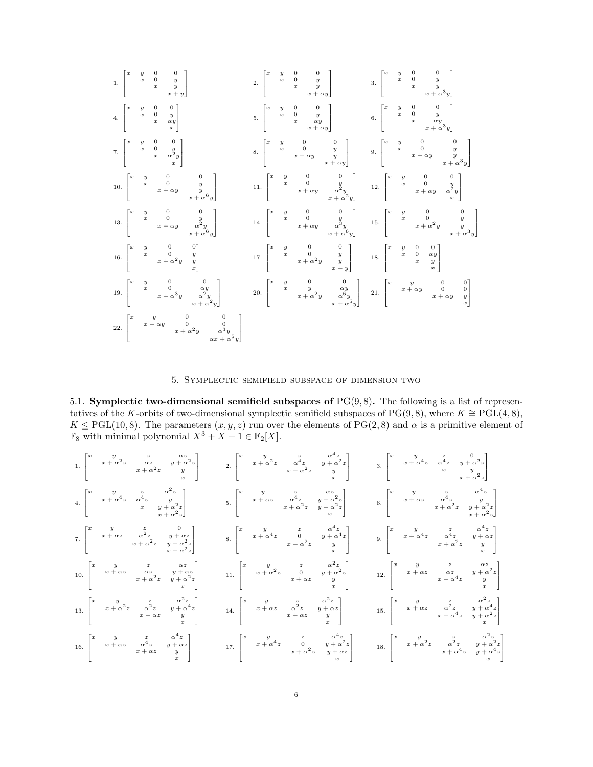1. $\begin{bmatrix} x & y & 0 & 0 \\ & x & 0 & y \\ & & x & y \\ & & & x+y \end{bmatrix}$ 2. $\begin{bmatrix} x & y & 0 & 0 \\ & x & 0 & y \\ & & x & y \\ & & & x+\alpha y \end{bmatrix}$ 3. $\begin{bmatrix} x & y & 0 & 0 \\ & x & 0 & y \\ & & x & y \\ & & & x+\alpha^3 y \end{bmatrix}$

4. $\begin{bmatrix} x & y & 0 & 0 \\ & x & 0 & y \\ & & x & \alpha y \\ & & & x \end{bmatrix}$ 5. $\begin{bmatrix} x & y & 0 & 0 \\ & x & 0 & y \\ & & x & \alpha y \\ & & & x+\alpha y \end{bmatrix}$ 6. $\begin{bmatrix} x & y & 0 & 0 \\ & x & 0 & y \\ & & x & \alpha y \\ & & & x+\alpha^3 y \end{bmatrix}$

7. $\begin{bmatrix} x & y & 0 & 0 \\ & x & 0 & y \\ & & x & \alpha^2 y \\ & & & x \end{bmatrix}$ 8. $\begin{bmatrix} x & y & 0 & 0 \\ & x & 0 & y \\ & & x+\alpha y & y \\ & & & x+\alpha y \end{bmatrix}$ 9. $\begin{bmatrix} x & y & 0 & 0 \\ & x & 0 & y \\ & & x+\alpha y & y \\ & & & x+\alpha^3 y \end{bmatrix}$

10. $\begin{bmatrix} x & y & 0 & 0 \\ & x & 0 & y \\ & & x+\alpha y & y \\ & & & x+\alpha^6 y \end{bmatrix}$ 11. $\begin{bmatrix} x & y & 0 & 0 \\ & x & 0 & y \\ & & x+\alpha y & \alpha^2 y \\ & & & x+\alpha^2 y \end{bmatrix}$ 12. $\begin{bmatrix} x & y & 0 & 0 \\ & x & 0 & y \\ & & x+\alpha y & \alpha^2 y \\ & & & x \end{bmatrix}$

13. $\begin{bmatrix} x & y & 0 & 0 \\ & x & 0 & y \\ & & x+\alpha y & \alpha^2 y \\ & & & x+\alpha^6 y \end{bmatrix}$ 14. $\begin{bmatrix} x & y & 0 & 0 \\ & x & 0 & y \\ & & x+\alpha y & \alpha^3 y \\ & & & x+\alpha^6 y \end{bmatrix}$ 15. $\begin{bmatrix} x & y & 0 & 0 \\ & x & 0 & y \\ & & x+\alpha^2 y & y \\ & & & x+\alpha^3 y \end{bmatrix}$

16. $\begin{bmatrix} x & y & 0 & 0 \\ & x & 0 & y \\ & & x+\alpha^2 y & y \\ & & & x \end{bmatrix}$ 17. $\begin{bmatrix} x & y & 0 & 0 \\ & x & 0 & y \\ & & x+\alpha^2 y & y \\ & & & x+y \end{bmatrix}$ 18. $\begin{bmatrix} x & y & 0 & 0 \\ & x & 0 & \alpha y \\ & & x & y \\ & & & x \end{bmatrix}$

19. $\begin{bmatrix} x & y & 0 & 0 \\ & x & 0 & \alpha y \\ & & x+\alpha^3 y & \alpha^2 y \\ & & & x+\alpha^2 y \end{bmatrix}$ 20. $\begin{bmatrix} x & y & 0 & 0 \\ & x & y & \alpha y \\ & & x+\alpha^2 y & \alpha^6 y \\ & & & x+\alpha^5 y \end{bmatrix}$ 21. $\begin{bmatrix} x & y & 0 & 0 \\ & x+\alpha y & 0 & 0 \\ & & x+\alpha y & y \\ & & & x \end{bmatrix}$

22. $\begin{bmatrix} x & y & 0 & 0 \\ & x+\alpha y & 0 & 0 \\ & & x+\alpha^2 y & \alpha^3 y \\ & & & \alpha x+\alpha^5 y \end{bmatrix}$

## 5. Symplectic semifield subspace of dimension two

**5.1. Symplectic two-dimensional semifield subspaces of $\mathrm{PG}(9,8)$.** The following is a list of representatives of the $K$-orbits of two-dimensional symplectic semifield subspaces of $\mathrm{PG}(9,8)$, where $K \cong \mathrm{PGL}(4,8)$, $K \leq \mathrm{PGL}(10,8)$. The parameters $(x,y,z)$ run over the elements of $\mathrm{PG}(2,8)$ and $\alpha$ is a primitive element of $\mathbb{F}_8$ with minimal polynomial $X^3+X+1 \in \mathbb{F}_2[X]$.

1. $\begin{bmatrix} x & y & z & \alpha z \\ & x+\alpha^2 z & \alpha z & y+\alpha^2 z \\ & & x+\alpha^2 z & y \\ & & & x \end{bmatrix}$ 2. $\begin{bmatrix} x & y & z & \alpha^4 z \\ & x+\alpha^2 z & \alpha^4 z & y+\alpha^2 z \\ & & x+\alpha^2 z & y \\ & & & x \end{bmatrix}$ 3. $\begin{bmatrix} x & y & z & 0 \\ & x+\alpha^4 z & \alpha^4 z & y+\alpha^2 z \\ & & x & y \\ & & & x+\alpha^2 z \end{bmatrix}$

4. $\begin{bmatrix} x & y & z & \alpha^2 z \\ & x+\alpha^4 z & \alpha^4 z & y \\ & & x & y+\alpha^2 z \\ & & & x+\alpha^2 z \end{bmatrix}$ 5. $\begin{bmatrix} x & y & z & \alpha z \\ & x+\alpha z & \alpha^4 z & y+\alpha^2 z \\ & & x+\alpha^2 z & y+\alpha^2 z \\ & & & x \end{bmatrix}$ 6. $\begin{bmatrix} x & y & z & \alpha^4 z \\ & x+\alpha z & \alpha^4 z & y \\ & & x+\alpha^2 z & y+\alpha^2 z \\ & & & x+\alpha^2 z \end{bmatrix}$

7. $\begin{bmatrix} x & y & z & 0 \\ & x+\alpha z & \alpha^2 z & y+\alpha z \\ & & x+\alpha^2 z & y+\alpha^2 z \\ & & & x+\alpha^2 z \end{bmatrix}$ 8. $\begin{bmatrix} x & y & z & \alpha^4 z \\ & x+\alpha^4 z & 0 & y+\alpha^4 z \\ & & x+\alpha^2 z & y \\ & & & x \end{bmatrix}$ 9. $\begin{bmatrix} x & y & z & \alpha^4 z \\ & x+\alpha^4 z & \alpha^4 z & y+\alpha z \\ & & x+\alpha^2 z & y \\ & & & x \end{bmatrix}$

10. $\begin{bmatrix} x & y & z & \alpha z \\ & x+\alpha z & \alpha z & y+\alpha z \\ & & x+\alpha^2 z & y+\alpha^2 z \\ & & & x \end{bmatrix}$ 11. $\begin{bmatrix} x & y & z & \alpha^2 z \\ & x+\alpha^2 z & 0 & y+\alpha^2 z \\ & & x+\alpha z & y \\ & & & x \end{bmatrix}$ 12. $\begin{bmatrix} x & y & z & \alpha z \\ & x+\alpha z & \alpha z & y+\alpha^2 z \\ & & x+\alpha^4 z & y \\ & & & x \end{bmatrix}$

13. $\begin{bmatrix} x & y & z & \alpha^2 z \\ & x+\alpha^2 z & \alpha^2 z & y+\alpha^4 z \\ & & x+\alpha z & y \\ & & & x \end{bmatrix}$ 14. $\begin{bmatrix} x & y & z & \alpha^2 z \\ & x+\alpha z & \alpha^2 z & y+\alpha z \\ & & x+\alpha z & y \\ & & & x \end{bmatrix}$ 15. $\begin{bmatrix} x & y & z & \alpha^2 z \\ & x+\alpha z & \alpha^2 z & y+\alpha^4 z \\ & & x+\alpha^4 z & y+\alpha^2 z \\ & & & x \end{bmatrix}$

16. $\begin{bmatrix} x & y & z & \alpha^4 z \\ & x+\alpha z & \alpha^4 z & y+\alpha z \\ & & x+\alpha z & y \\ & & & x \end{bmatrix}$ 17. $\begin{bmatrix} x & y & z & \alpha^4 z \\ & x+\alpha^4 z & 0 & y+\alpha^2 z \\ & & x+\alpha^2 z & y+\alpha z \\ & & & x \end{bmatrix}$ 18. $\begin{bmatrix} x & y & z & \alpha^2 z \\ & x+\alpha^2 z & \alpha^2 z & y+\alpha^2 z \\ & & x+\alpha^4 z & y+\alpha^4 z \\ & & & x \end{bmatrix}$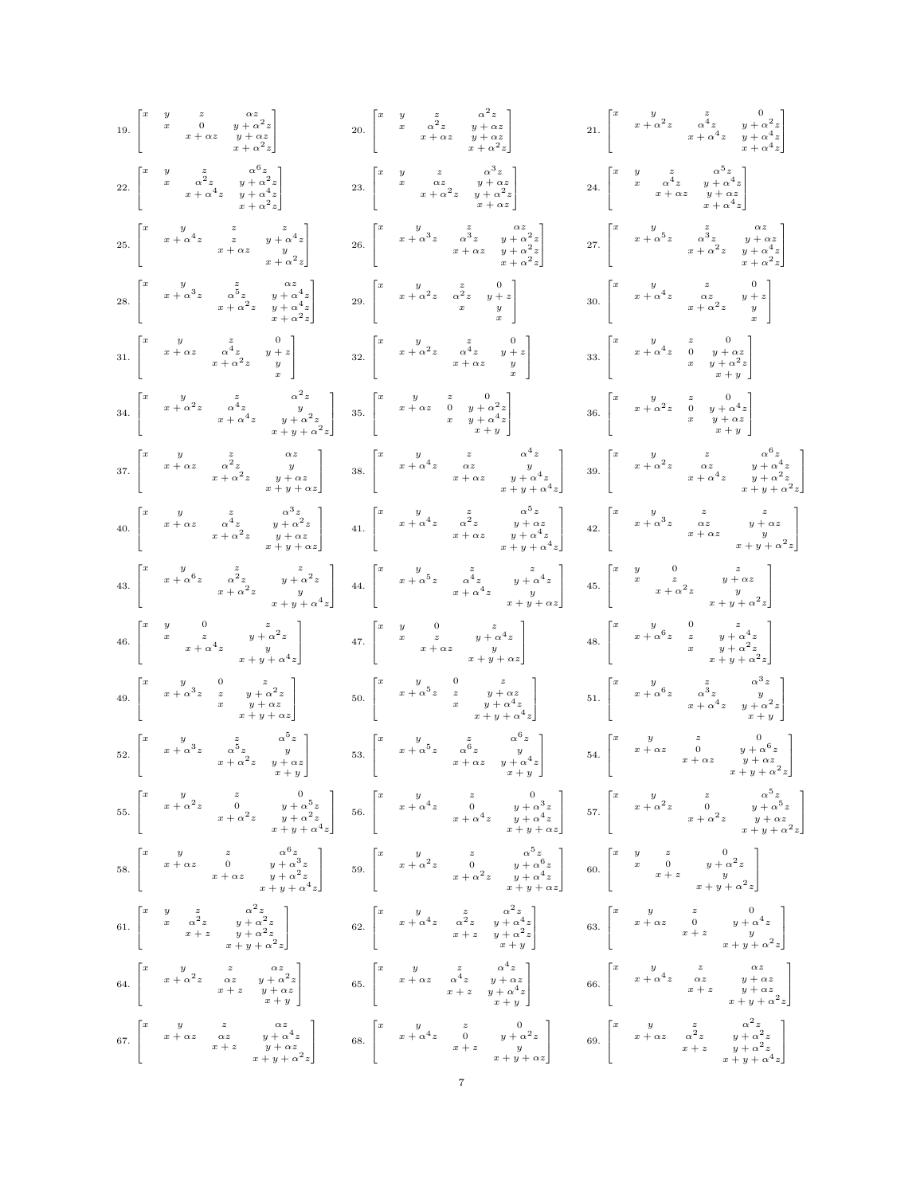19. $$\begin{bmatrix} x & y & z & \alpha z \\ & x & 0 & y+\alpha^2 z \\ & & x+\alpha z & y+\alpha z \\ & & & x+\alpha^2 z \end{bmatrix}$$

20. $$\begin{bmatrix} x & y & z & \alpha^2 z \\ & x & \alpha^2 z & y+\alpha z \\ & & x+\alpha z & y+\alpha z \\ & & & x+\alpha^2 z \end{bmatrix}$$

21. $$\begin{bmatrix} x & y & z & 0 \\ & x+\alpha^2 z & \alpha^4 z & y+\alpha^2 z \\ & & x+\alpha^4 z & y+\alpha^4 z \\ & & & x+\alpha^4 z \end{bmatrix}$$

22. $$\begin{bmatrix} x & y & z & \alpha^6 z \\ & x & \alpha^2 z & y+\alpha^2 z \\ & & x+\alpha^4 z & y+\alpha^4 z \\ & & & x+\alpha^2 z \end{bmatrix}$$

23. $$\begin{bmatrix} x & y & z & \alpha^3 z \\ & x & \alpha z & y+\alpha z \\ & & x+\alpha^2 z & y+\alpha^2 z \\ & & & x+\alpha z \end{bmatrix}$$

24. $$\begin{bmatrix} x & y & z & \alpha^5 z \\ & x & \alpha^4 z & y+\alpha^4 z \\ & & x+\alpha z & y+\alpha z \\ & & & x+\alpha^4 z \end{bmatrix}$$

25. $$\begin{bmatrix} x & y & z & z \\ & x+\alpha^4 z & z & y+\alpha^4 z \\ & & x+\alpha z & y \\ & & & x+\alpha^2 z \end{bmatrix}$$

26. $$\begin{bmatrix} x & y & z & \alpha z \\ & x+\alpha^3 z & \alpha^3 z & y+\alpha^2 z \\ & & x+\alpha z & y+\alpha^2 z \\ & & & x+\alpha^2 z \end{bmatrix}$$

27. $$\begin{bmatrix} x & y & z & \alpha z \\ & x+\alpha^5 z & \alpha^3 z & y+\alpha z \\ & & x+\alpha^2 z & y+\alpha^4 z \\ & & & x+\alpha^2 z \end{bmatrix}$$

28. $$\begin{bmatrix} x & y & z & \alpha z \\ & x+\alpha^3 z & \alpha^5 z & y+\alpha^4 z \\ & & x+\alpha^2 z & y+\alpha^4 z \\ & & & x+\alpha^2 z \end{bmatrix}$$

29. $$\begin{bmatrix} x & y & z & 0 \\ & x+\alpha^2 z & \alpha^2 z & y+z \\ & & x & y \\ & & & x \end{bmatrix}$$

30. $$\begin{bmatrix} x & y & z & 0 \\ & x+\alpha^4 z & \alpha z & y+z \\ & & x+\alpha^2 z & y \\ & & & x \end{bmatrix}$$

31. $$\begin{bmatrix} x & y & z & 0 \\ & x+\alpha z & \alpha^4 z & y+z \\ & & x+\alpha^2 z & y \\ & & & x \end{bmatrix}$$

32. $$\begin{bmatrix} x & y & z & 0 \\ & x+\alpha^2 z & \alpha^4 z & y+z \\ & & x+\alpha z & y \\ & & & x \end{bmatrix}$$

33. $$\begin{bmatrix} x & y & z & 0 \\ & x+\alpha^4 z & 0 & y+\alpha z \\ & & x & y+\alpha^2 z \\ & & & x+y \end{bmatrix}$$

34. $$\begin{bmatrix} x & y & z & \alpha^2 z \\ & x+\alpha^2 z & \alpha^4 z & y \\ & & x+\alpha^4 z & y+\alpha^2 z \\ & & & x+y+\alpha^2 z \end{bmatrix}$$

35. $$\begin{bmatrix} x & y & z & 0 \\ & x+\alpha z & 0 & y+\alpha^2 z \\ & & x & y+\alpha^4 z \\ & & & x+y \end{bmatrix}$$

36. $$\begin{bmatrix} x & y & z & 0 \\ & x+\alpha^2 z & 0 & y+\alpha^4 z \\ & & x & y+\alpha z \\ & & & x+y \end{bmatrix}$$

37. $$\begin{bmatrix} x & y & z & \alpha z \\ & x+\alpha z & \alpha^2 z & y \\ & & x+\alpha^2 z & y+\alpha z \\ & & & x+y+\alpha z \end{bmatrix}$$

38. $$\begin{bmatrix} x & y & z & \alpha^4 z \\ & x+\alpha^4 z & \alpha z & y \\ & & x+\alpha z & y+\alpha^4 z \\ & & & x+y+\alpha^4 z \end{bmatrix}$$

39. $$\begin{bmatrix} x & y & z & \alpha^6 z \\ & x+\alpha^2 z & \alpha z & y+\alpha^4 z \\ & & x+\alpha^4 z & y+\alpha^2 z \\ & & & x+y+\alpha^2 z \end{bmatrix}$$

40. $$\begin{bmatrix} x & y & z & \alpha^3 z \\ & x+\alpha z & \alpha^4 z & y+\alpha^2 z \\ & & x+\alpha^2 z & y+\alpha z \\ & & & x+y+\alpha z \end{bmatrix}$$

41. $$\begin{bmatrix} x & y & z & \alpha^5 z \\ & x+\alpha^4 z & \alpha^2 z & y+\alpha z \\ & & x+\alpha z & y+\alpha^4 z \\ & & & x+y+\alpha^4 z \end{bmatrix}$$

42. $$\begin{bmatrix} x & y & z & z \\ & x+\alpha^3 z & \alpha z & y+\alpha z \\ & & x+\alpha z & y \\ & & & x+y+\alpha^2 z \end{bmatrix}$$

43. $$\begin{bmatrix} x & y & z & z \\ & x+\alpha^6 z & \alpha^2 z & y+\alpha^2 z \\ & & x+\alpha^2 z & y \\ & & & x+y+\alpha^4 z \end{bmatrix}$$

44. $$\begin{bmatrix} x & y & z & z \\ & x+\alpha^5 z & \alpha^4 z & y+\alpha^4 z \\ & & x+\alpha^4 z & y \\ & & & x+y+\alpha z \end{bmatrix}$$

45. $$\begin{bmatrix} x & y & 0 & z \\ & x & z & y+\alpha z \\ & & x+\alpha^2 z & y \\ & & & x+y+\alpha^2 z \end{bmatrix}$$

46. $$\begin{bmatrix} x & y & 0 & z \\ & x & z & y+\alpha^2 z \\ & & x+\alpha^4 z & y \\ & & & x+y+\alpha^4 z \end{bmatrix}$$

47. $$\begin{bmatrix} x & y & 0 & z \\ & x & z & y+\alpha^4 z \\ & & x+\alpha z & y \\ & & & x+y+\alpha z \end{bmatrix}$$

48. $$\begin{bmatrix} x & y & 0 & z \\ & x+\alpha^6 z & z & y+\alpha^4 z \\ & & x & y+\alpha^2 z \\ & & & x+y+\alpha^2 z \end{bmatrix}$$

49. $$\begin{bmatrix} x & y & 0 & z \\ & x+\alpha^3 z & z & y+\alpha^2 z \\ & & x & y+\alpha z \\ & & & x+y+\alpha z \end{bmatrix}$$

50. $$\begin{bmatrix} x & y & 0 & z \\ & x+\alpha^5 z & z & y+\alpha z \\ & & x & y+\alpha^4 z \\ & & & x+y+\alpha^4 z \end{bmatrix}$$

51. $$\begin{bmatrix} x & y & z & \alpha^3 z \\ & x+\alpha^6 z & \alpha^3 z & y \\ & & x+\alpha^4 z & y+\alpha^2 z \\ & & & x+y \end{bmatrix}$$

52. $$\begin{bmatrix} x & y & z & \alpha^5 z \\ & x+\alpha^3 z & \alpha^5 z & y \\ & & x+\alpha^2 z & y+\alpha z \\ & & & x+y \end{bmatrix}$$

53. $$\begin{bmatrix} x & y & z & \alpha^6 z \\ & x+\alpha^5 z & \alpha^6 z & y \\ & & x+\alpha z & y+\alpha^4 z \\ & & & x+y \end{bmatrix}$$

54. $$\begin{bmatrix} x & y & z & 0 \\ & x+\alpha z & 0 & y+\alpha^6 z \\ & & x+\alpha z & y+\alpha z \\ & & & x+y+\alpha^2 z \end{bmatrix}$$

55. $$\begin{bmatrix} x & y & z & 0 \\ & x+\alpha^2 z & 0 & y+\alpha^5 z \\ & & x+\alpha^2 z & y+\alpha^2 z \\ & & & x+y+\alpha^4 z \end{bmatrix}$$

56. $$\begin{bmatrix} x & y & z & 0 \\ & x+\alpha^4 z & 0 & y+\alpha^3 z \\ & & x+\alpha^4 z & y+\alpha^4 z \\ & & & x+y+\alpha z \end{bmatrix}$$

57. $$\begin{bmatrix} x & y & z & \alpha^5 z \\ & x+\alpha^2 z & 0 & y+\alpha^5 z \\ & & x+\alpha^2 z & y+\alpha z \\ & & & x+y+\alpha^2 z \end{bmatrix}$$

58. $$\begin{bmatrix} x & y & z & \alpha^6 z \\ & x+\alpha z & 0 & y+\alpha^3 z \\ & & x+\alpha z & y+\alpha^2 z \\ & & & x+y+\alpha^4 z \end{bmatrix}$$

59. $$\begin{bmatrix} x & y & z & \alpha^5 z \\ & x+\alpha^2 z & 0 & y+\alpha^6 z \\ & & x+\alpha^2 z & y+\alpha^4 z \\ & & & x+y+\alpha z \end{bmatrix}$$

60. $$\begin{bmatrix} x & y & z & 0 \\ & x & 0 & y+\alpha^2 z \\ & & x+z & y \\ & & & x+y+\alpha^2 z \end{bmatrix}$$

61. $$\begin{bmatrix} x & y & z & \alpha^2 z \\ & x & \alpha^2 z & y+\alpha^2 z \\ & & x+z & y+\alpha^2 z \\ & & & x+y+\alpha^2 z \end{bmatrix}$$

62. $$\begin{bmatrix} x & y & z & \alpha^2 z \\ & x+\alpha^4 z & \alpha^2 z & y+\alpha^4 z \\ & & x+z & y+\alpha^2 z \\ & & & x+y \end{bmatrix}$$

63. $$\begin{bmatrix} x & y & z & 0 \\ & x+\alpha z & 0 & y+\alpha^4 z \\ & & x+z & y \\ & & & x+y+\alpha^2 z \end{bmatrix}$$

64. $$\begin{bmatrix} x & y & z & \alpha z \\ & x+\alpha^2 z & \alpha z & y+\alpha^2 z \\ & & x+z & y+\alpha z \\ & & & x+y \end{bmatrix}$$

65. $$\begin{bmatrix} x & y & z & \alpha^4 z \\ & x+\alpha z & \alpha^4 z & y+\alpha z \\ & & x+z & y+\alpha^4 z \\ & & & x+y \end{bmatrix}$$

66. $$\begin{bmatrix} x & y & z & \alpha z \\ & x+\alpha^4 z & \alpha z & y+\alpha z \\ & & x+z & y+\alpha z \\ & & & x+y+\alpha^2 z \end{bmatrix}$$

67. $$\begin{bmatrix} x & y & z & \alpha z \\ & x+\alpha z & \alpha z & y+\alpha^4 z \\ & & x+z & y+\alpha z \\ & & & x+y+\alpha^2 z \end{bmatrix}$$

68. $$\begin{bmatrix} x & y & z & 0 \\ & x+\alpha^4 z & 0 & y+\alpha^2 z \\ & & x+z & y \\ & & & x+y+\alpha z \end{bmatrix}$$

69. $$\begin{bmatrix} x & y & z & \alpha^2 z \\ & x+\alpha z & \alpha^2 z & y+\alpha^2 z \\ & & x+z & y+\alpha^2 z \\ & & & x+y+\alpha^4 z \end{bmatrix}$$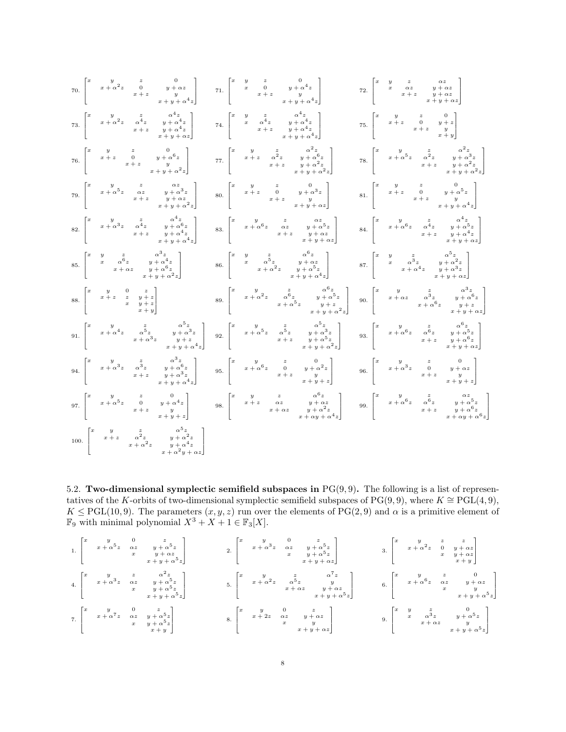70. $\begin{bmatrix} x & y & z & 0 \\ & x+\alpha^2 z & 0 & y+\alpha z \\ & & x+z & y \\ & & & x+y+\alpha^4 z \end{bmatrix}$
71. $\begin{bmatrix} x & y & z & 0 \\ & x & 0 & y+\alpha^4 z \\ & & x+z & y \\ & & & x+y+\alpha^4 z \end{bmatrix}$
72. $\begin{bmatrix} x & y & z & \alpha z \\ & x & \alpha z & y+\alpha z \\ & & x+z & y+\alpha z \\ & & & x+y+\alpha z \end{bmatrix}$

73. $\begin{bmatrix} x & y & z & \alpha^4 z \\ & x+\alpha^2 z & \alpha^4 z & y+\alpha^4 z \\ & & x+z & y+\alpha^4 z \\ & & & x+y+\alpha z \end{bmatrix}$
74. $\begin{bmatrix} x & y & z & \alpha^4 z \\ & x & \alpha^4 z & y+\alpha^4 z \\ & & x+z & y+\alpha^4 z \\ & & & x+y+\alpha^4 z \end{bmatrix}$
75. $\begin{bmatrix} x & y & z & 0 \\ & x+z & 0 & y+z \\ & & x+z & y \\ & & & x+y \end{bmatrix}$

76. $\begin{bmatrix} x & y & z & 0 \\ & x+z & 0 & y+\alpha^6 z \\ & & x+z & y \\ & & & x+y+\alpha^2 z \end{bmatrix}$
77. $\begin{bmatrix} x & y & z & \alpha^2 z \\ & x+z & \alpha^2 z & y+\alpha^6 z \\ & & x+z & y+\alpha^2 z \\ & & & x+y+\alpha^2 z \end{bmatrix}$
78. $\begin{bmatrix} x & y & z & \alpha^2 z \\ & x+\alpha^5 z & \alpha^2 z & y+\alpha^3 z \\ & & x+z & y+\alpha^2 z \\ & & & x+y+\alpha^2 z \end{bmatrix}$

79. $\begin{bmatrix} x & y & z & \alpha z \\ & x+\alpha^5 z & \alpha z & y+\alpha^3 z \\ & & x+z & y+\alpha z \\ & & & x+y+\alpha^2 z \end{bmatrix}$
80. $\begin{bmatrix} x & y & z & 0 \\ & x+z & 0 & y+\alpha^3 z \\ & & x+z & y \\ & & & x+y+\alpha z \end{bmatrix}$
81. $\begin{bmatrix} x & y & z & 0 \\ & x+z & 0 & y+\alpha^5 z \\ & & x+z & y \\ & & & x+y+\alpha^4 z \end{bmatrix}$

82. $\begin{bmatrix} x & y & z & \alpha^4 z \\ & x+\alpha^3 z & \alpha^4 z & y+\alpha^6 z \\ & & x+z & y+\alpha^4 z \\ & & & x+y+\alpha^4 z \end{bmatrix}$
83. $\begin{bmatrix} x & y & z & \alpha z \\ & x+\alpha^6 z & \alpha z & y+\alpha^5 z \\ & & x+z & y+\alpha z \\ & & & x+y+\alpha z \end{bmatrix}$
84. $\begin{bmatrix} x & y & z & \alpha^4 z \\ & x+\alpha^6 z & \alpha^4 z & y+\alpha^5 z \\ & & x+z & y+\alpha^4 z \\ & & & x+y+\alpha z \end{bmatrix}$

85. $\begin{bmatrix} x & y & z & \alpha^3 z \\ & x & \alpha^6 z & y+\alpha^4 z \\ & & x+\alpha z & y+\alpha^6 z \\ & & & x+y+\alpha^2 z \end{bmatrix}$
86. $\begin{bmatrix} x & y & z & \alpha^6 z \\ & x & \alpha^5 z & y+\alpha z \\ & & x+\alpha^2 z & y+\alpha^5 z \\ & & & x+y+\alpha^4 z \end{bmatrix}$
87. $\begin{bmatrix} x & y & z & \alpha^5 z \\ & x & \alpha^3 z & y+\alpha^2 z \\ & & x+\alpha^4 z & y+\alpha^3 z \\ & & & x+y+\alpha z \end{bmatrix}$

88. $\begin{bmatrix} x & y & 0 & z \\ & x+z & z & y+z \\ & & x & y+z \\ & & & x+y \end{bmatrix}$
89. $\begin{bmatrix} x & y & z & \alpha^6 z \\ & x+\alpha^2 z & \alpha^6 z & y+\alpha^5 z \\ & & x+\alpha^5 z & y+z \\ & & & x+y+\alpha^2 z \end{bmatrix}$
90. $\begin{bmatrix} x & y & z & \alpha^3 z \\ & x+\alpha z & \alpha^3 z & y+\alpha^6 z \\ & & x+\alpha^6 z & y+z \\ & & & x+y+\alpha z \end{bmatrix}$

91. $\begin{bmatrix} x & y & z & \alpha^5 z \\ & x+\alpha^4 z & \alpha^5 z & y+\alpha^3 z \\ & & x+\alpha^3 z & y+z \\ & & & x+y+\alpha^4 z \end{bmatrix}$
92. $\begin{bmatrix} x & y & z & \alpha^5 z \\ & x+\alpha^5 z & \alpha^5 z & y+\alpha^3 z \\ & & x+z & y+\alpha^5 z \\ & & & x+y+\alpha^2 z \end{bmatrix}$
93. $\begin{bmatrix} x & y & z & \alpha^6 z \\ & x+\alpha^6 z & \alpha^6 z & y+\alpha^5 z \\ & & x+z & y+\alpha^6 z \\ & & & x+y+\alpha z \end{bmatrix}$

94. $\begin{bmatrix} x & y & z & \alpha^3 z \\ & x+\alpha^3 z & \alpha^3 z & y+\alpha^6 z \\ & & x+z & y+\alpha^3 z \\ & & & x+y+\alpha^4 z \end{bmatrix}$
95. $\begin{bmatrix} x & y & z & 0 \\ & x+\alpha^6 z & 0 & y+\alpha^2 z \\ & & x+z & y \\ & & & x+y+z \end{bmatrix}$
96. $\begin{bmatrix} x & y & z & 0 \\ & x+\alpha^3 z & 0 & y+\alpha z \\ & & x+z & y \\ & & & x+y+z \end{bmatrix}$

97. $\begin{bmatrix} x & y & z & 0 \\ & x+\alpha^5 z & 0 & y+\alpha^4 z \\ & & x+z & y \\ & & & x+y+z \end{bmatrix}$
98. $\begin{bmatrix} x & y & z & \alpha^6 z \\ & x+z & \alpha z & y+\alpha z \\ & & x+\alpha z & y+\alpha^2 z \\ & & & x+\alpha y+\alpha^4 z \end{bmatrix}$
99. $\begin{bmatrix} x & y & z & \alpha z \\ & x+\alpha^6 z & \alpha^6 z & y+\alpha^5 z \\ & & x+z & y+\alpha^6 z \\ & & & x+\alpha y+\alpha^6 z \end{bmatrix}$

100. $\begin{bmatrix} x & y & z & \alpha^5 z \\ & x+z & \alpha^2 z & y+\alpha^2 z \\ & & x+\alpha^2 z & y+\alpha^4 z \\ & & & x+\alpha^2 y+\alpha z \end{bmatrix}$

**5.2. Two-dimensional symplectic semifield subspaces in** $\mathrm{PG}(9,9)$**.** The following is a list of representatives of the $K$-orbits of two-dimensional symplectic semifield subspaces of $\mathrm{PG}(9,9)$, where $K \cong \mathrm{PGL}(4,9)$, $K \leq \mathrm{PGL}(10,9)$. The parameters $(x,y,z)$ run over the elements of $\mathrm{PG}(2,9)$ and $\alpha$ is a primitive element of $\mathbb{F}_9$ with minimal polynomial $X^3+X+1 \in \mathbb{F}_3[X]$.

1. $\begin{bmatrix} x & y & 0 & z \\ & x+\alpha^5 z & \alpha z & y+\alpha^5 z \\ & & x & y+\alpha z \\ & & & x+y+\alpha^5 z \end{bmatrix}$
2. $\begin{bmatrix} x & y & 0 & z \\ & x+\alpha^3 z & \alpha z & y+\alpha^5 z \\ & & x & y+\alpha^5 z \\ & & & x+y+\alpha z \end{bmatrix}$
3. $\begin{bmatrix} x & y & z & z \\ & x+\alpha^2 z & 0 & y+\alpha z \\ & & x & y+\alpha z \\ & & & x+y \end{bmatrix}$

4. $\begin{bmatrix} x & y & z & \alpha^2 z \\ & x+\alpha^3 z & \alpha z & y+\alpha^5 z \\ & & x & y+\alpha^5 z \\ & & & x+y+\alpha^5 z \end{bmatrix}$
5. $\begin{bmatrix} x & y & z & \alpha^7 z \\ & x+\alpha^2 z & \alpha^5 z & y \\ & & x+\alpha z & y+\alpha z \\ & & & x+y+\alpha^5 z \end{bmatrix}$
6. $\begin{bmatrix} x & y & z & 0 \\ & x+\alpha^6 z & \alpha z & y+\alpha z \\ & & x & y \\ & & & x+y+\alpha^5 z \end{bmatrix}$

7. $\begin{bmatrix} x & y & 0 & z \\ & x+\alpha^7 z & \alpha z & y+\alpha^5 z \\ & & x & y+\alpha^5 z \\ & & & x+y \end{bmatrix}$
8. $\begin{bmatrix} x & y & 0 & z \\ & x+2z & \alpha z & y+\alpha z \\ & & x & y \\ & & & x+y+\alpha z \end{bmatrix}$
9. $\begin{bmatrix} x & y & z & 0 \\ & x & \alpha^3 z & y+\alpha^5 z \\ & & x+\alpha z & y \\ & & & x+y+\alpha^5 z \end{bmatrix}$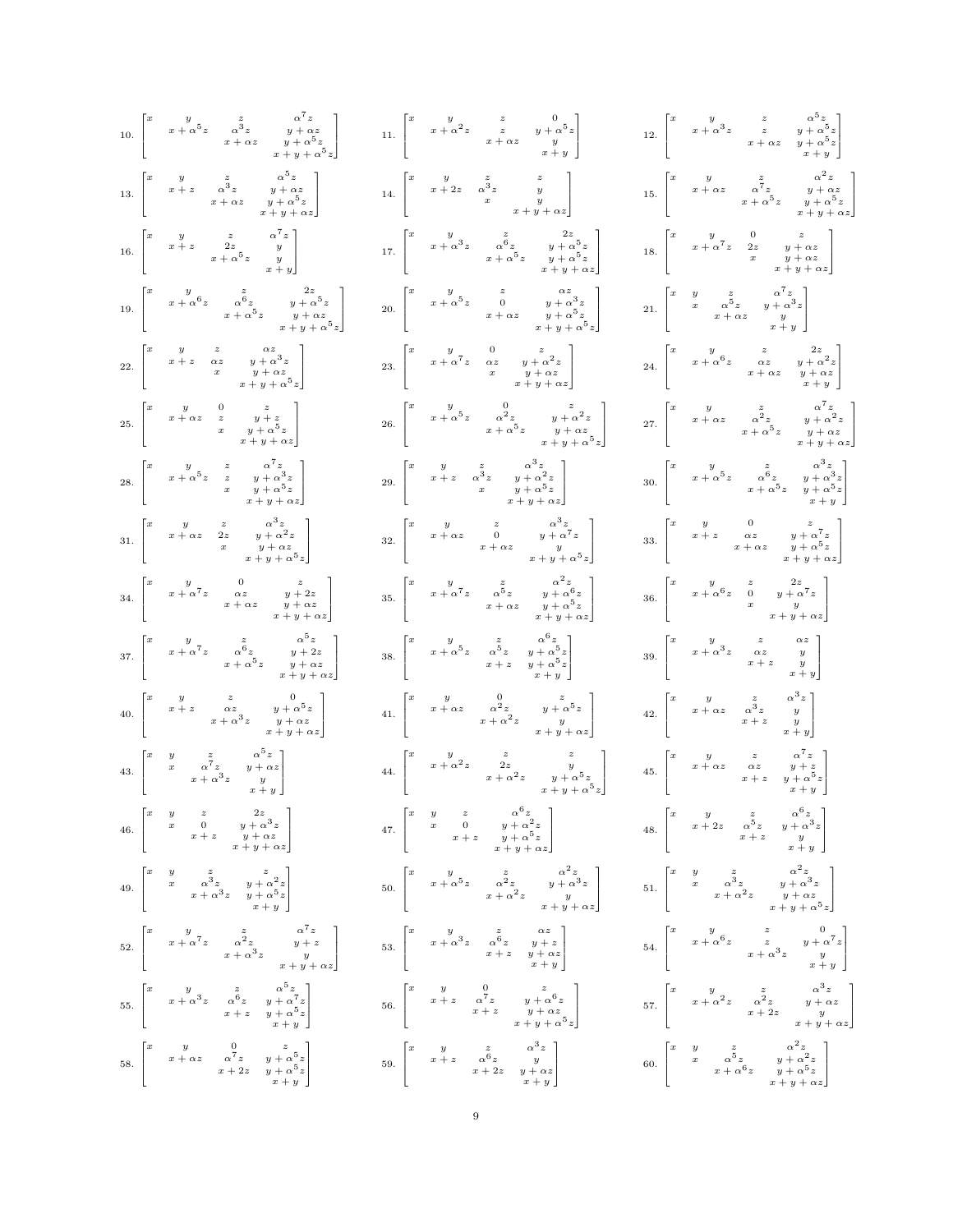10. $$\begin{bmatrix} x & y & z & \alpha^7 z \\ & x+\alpha^5 z & \alpha^3 z & y+\alpha z \\ & & x+\alpha z & y+\alpha^5 z \\ & & & x+y+\alpha^5 z \end{bmatrix}$$

11. $$\begin{bmatrix} x & y & z & 0 \\ & x+\alpha^2 z & z & y+\alpha^5 z \\ & & x+\alpha z & y \\ & & & x+y \end{bmatrix}$$

12. $$\begin{bmatrix} x & y & z & \alpha^5 z \\ & x+\alpha^3 z & z & y+\alpha^5 z \\ & & x+\alpha z & y+\alpha^5 z \\ & & & x+y \end{bmatrix}$$

13. $$\begin{bmatrix} x & y & z & \alpha^5 z \\ & x+z & \alpha^3 z & y+\alpha z \\ & & x+\alpha z & y+\alpha^5 z \\ & & & x+y+\alpha z \end{bmatrix}$$

14. $$\begin{bmatrix} x & y & z & z \\ & x+2z & \alpha^3 z & y \\ & & x & y \\ & & & x+y+\alpha z \end{bmatrix}$$

15. $$\begin{bmatrix} x & y & z & \alpha^2 z \\ & x+\alpha z & \alpha^7 z & y+\alpha z \\ & & x+\alpha^5 z & y+\alpha^5 z \\ & & & x+y+\alpha z \end{bmatrix}$$

16. $$\begin{bmatrix} x & y & z & \alpha^7 z \\ & x+z & 2z & y \\ & & x+\alpha^5 z & y \\ & & & x+y \end{bmatrix}$$

17. $$\begin{bmatrix} x & y & z & 2z \\ & x+\alpha^3 z & \alpha^6 z & y+\alpha^5 z \\ & & x+\alpha^5 z & y+\alpha^5 z \\ & & & x+y+\alpha z \end{bmatrix}$$

18. $$\begin{bmatrix} x & y & 0 & z \\ & x+\alpha^7 z & 2z & y+\alpha z \\ & & x & y+\alpha z \\ & & & x+y+\alpha z \end{bmatrix}$$

19. $$\begin{bmatrix} x & y & z & 2z \\ & x+\alpha^6 z & \alpha^6 z & y+\alpha^5 z \\ & & x+\alpha^5 z & y+\alpha z \\ & & & x+y+\alpha^5 z \end{bmatrix}$$

20. $$\begin{bmatrix} x & y & z & \alpha z \\ & x+\alpha^5 z & 0 & y+\alpha^3 z \\ & & x+\alpha z & y+\alpha^5 z \\ & & & x+y+\alpha^5 z \end{bmatrix}$$

21. $$\begin{bmatrix} x & y & z & \alpha^7 z \\ & x & \alpha^5 z & y+\alpha^3 z \\ & & x+\alpha z & y \\ & & & x+y \end{bmatrix}$$

22. $$\begin{bmatrix} x & y & z & \alpha z \\ & x+z & \alpha z & y+\alpha^3 z \\ & & x & y+\alpha z \\ & & & x+y+\alpha^5 z \end{bmatrix}$$

23. $$\begin{bmatrix} x & y & 0 & z \\ & x+\alpha^7 z & \alpha z & y+\alpha^2 z \\ & & x & y+\alpha z \\ & & & x+y+\alpha z \end{bmatrix}$$

24. $$\begin{bmatrix} x & y & z & 2z \\ & x+\alpha^6 z & \alpha z & y+\alpha^2 z \\ & & x+\alpha z & y+\alpha z \\ & & & x+y \end{bmatrix}$$

25. $$\begin{bmatrix} x & y & 0 & z \\ & x+\alpha z & z & y+z \\ & & x & y+\alpha^5 z \\ & & & x+y+\alpha z \end{bmatrix}$$

26. $$\begin{bmatrix} x & y & 0 & z \\ & x+\alpha^5 z & \alpha^2 z & y+\alpha^2 z \\ & & x+\alpha^5 z & y+\alpha z \\ & & & x+y+\alpha^5 z \end{bmatrix}$$

27. $$\begin{bmatrix} x & y & z & \alpha^7 z \\ & x+\alpha z & \alpha^2 z & y+\alpha^2 z \\ & & x+\alpha^5 z & y+\alpha z \\ & & & x+y+\alpha z \end{bmatrix}$$

28. $$\begin{bmatrix} x & y & z & \alpha^7 z \\ & x+\alpha^5 z & z & y+\alpha^3 z \\ & & x & y+\alpha^5 z \\ & & & x+y+\alpha z \end{bmatrix}$$

29. $$\begin{bmatrix} x & y & z & \alpha^3 z \\ & x+z & \alpha^3 z & y+\alpha^2 z \\ & & x & y+\alpha z \\ & & & x+y+\alpha z \end{bmatrix}$$

30. $$\begin{bmatrix} x & y & z & \alpha^3 z \\ & x+\alpha^5 z & \alpha^6 z & y+\alpha^3 z \\ & & x+\alpha^5 z & y+\alpha^5 z \\ & & & x+y \end{bmatrix}$$

31. $$\begin{bmatrix} x & y & z & \alpha^3 z \\ & x+\alpha z & 2z & y+\alpha^2 z \\ & & x & y+\alpha z \\ & & & x+y+\alpha^5 z \end{bmatrix}$$

32. $$\begin{bmatrix} x & y & z & \alpha^3 z \\ & x+\alpha z & 0 & y+\alpha^7 z \\ & & x+\alpha z & y \\ & & & x+y+\alpha^5 z \end{bmatrix}$$

33. $$\begin{bmatrix} x & y & 0 & z \\ & x+z & \alpha z & y+\alpha^7 z \\ & & x+\alpha z & y+\alpha^5 z \\ & & & x+y+\alpha z \end{bmatrix}$$

34. $$\begin{bmatrix} x & y & 0 & z \\ & x+\alpha^7 z & \alpha z & y+2z \\ & & x+\alpha z & y+\alpha z \\ & & & x+y+\alpha z \end{bmatrix}$$

35. $$\begin{bmatrix} x & y & z & \alpha^2 z \\ & x+\alpha^7 z & \alpha^5 z & y+\alpha^6 z \\ & & x+\alpha z & y+\alpha^5 z \\ & & & x+y+\alpha z \end{bmatrix}$$

36. $$\begin{bmatrix} x & y & z & 2z \\ & x+\alpha^6 z & 0 & y+\alpha^7 z \\ & & x & y \\ & & & x+y+\alpha z \end{bmatrix}$$

37. $$\begin{bmatrix} x & y & z & \alpha^5 z \\ & x+\alpha^7 z & \alpha^6 z & y+2z \\ & & x+\alpha^5 z & y+\alpha z \\ & & & x+y+\alpha z \end{bmatrix}$$

38. $$\begin{bmatrix} x & y & z & \alpha^6 z \\ & x+\alpha^5 z & \alpha^5 z & y+\alpha^5 z \\ & & x+z & y+\alpha^5 z \\ & & & x+y \end{bmatrix}$$

39. $$\begin{bmatrix} x & y & z & \alpha z \\ & x+\alpha^3 z & \alpha z & y \\ & & x+z & y \\ & & & x+y \end{bmatrix}$$

40. $$\begin{bmatrix} x & y & z & 0 \\ & x+z & \alpha z & y+\alpha^5 z \\ & & x+\alpha^3 z & y+\alpha z \\ & & & x+y+\alpha z \end{bmatrix}$$

41. $$\begin{bmatrix} x & y & 0 & z \\ & x+\alpha z & \alpha^2 z & y+\alpha^5 z \\ & & x+\alpha^2 z & y \\ & & & x+y+\alpha z \end{bmatrix}$$

42. $$\begin{bmatrix} x & y & z & \alpha^3 z \\ & x+\alpha z & \alpha^3 z & y \\ & & x+z & y \\ & & & x+y \end{bmatrix}$$

43. $$\begin{bmatrix} x & y & z & \alpha^5 z \\ & x & \alpha^7 z & y+\alpha z \\ & & x+\alpha^3 z & y \\ & & & x+y \end{bmatrix}$$

44. $$\begin{bmatrix} x & y & z & z \\ & x+\alpha^2 z & 2z & y \\ & & x+\alpha^2 z & y+\alpha^5 z \\ & & & x+y+\alpha^5 z \end{bmatrix}$$

45. $$\begin{bmatrix} x & y & z & \alpha^7 z \\ & x+\alpha z & \alpha z & y+z \\ & & x+z & y+\alpha^5 z \\ & & & x+y \end{bmatrix}$$

46. $$\begin{bmatrix} x & y & z & 2z \\ & x & 0 & y+\alpha^3 z \\ & & x+z & y+\alpha z \\ & & & x+y+\alpha z \end{bmatrix}$$

47. $$\begin{bmatrix} x & y & z & \alpha^6 z \\ & x & 0 & y+\alpha^2 z \\ & & x+z & y+\alpha^5 z \\ & & & x+y+\alpha z \end{bmatrix}$$

48. $$\begin{bmatrix} x & y & z & \alpha^6 z \\ & x+2z & \alpha^5 z & y+\alpha^3 z \\ & & x+z & y \\ & & & x+y \end{bmatrix}$$

49. $$\begin{bmatrix} x & y & z & z \\ & x & \alpha^3 z & y+\alpha^2 z \\ & & x+\alpha^3 z & y+\alpha^5 z \\ & & & x+y \end{bmatrix}$$

50. $$\begin{bmatrix} x & y & z & \alpha^2 z \\ & x+\alpha^5 z & \alpha^2 z & y+\alpha^3 z \\ & & x+\alpha^2 z & y \\ & & & x+y+\alpha z \end{bmatrix}$$

51. $$\begin{bmatrix} x & y & z & \alpha^2 z \\ & x & \alpha^3 z & y+\alpha^3 z \\ & & x+\alpha^2 z & y+\alpha z \\ & & & x+y+\alpha^5 z \end{bmatrix}$$

52. $$\begin{bmatrix} x & y & z & \alpha^7 z \\ & x+\alpha^7 z & \alpha^2 z & y+z \\ & & x+\alpha^3 z & y \\ & & & x+y+\alpha z \end{bmatrix}$$

53. $$\begin{bmatrix} x & y & z & \alpha z \\ & x+\alpha^3 z & \alpha^6 z & y+z \\ & & x+z & y+\alpha z \\ & & & x+y \end{bmatrix}$$

54. $$\begin{bmatrix} x & y & z & 0 \\ & x+\alpha^6 z & z & y+\alpha^7 z \\ & & x+\alpha^3 z & y \\ & & & x+y \end{bmatrix}$$

55. $$\begin{bmatrix} x & y & z & \alpha^5 z \\ & x+\alpha^3 z & \alpha^6 z & y+\alpha^7 z \\ & & x+z & y+\alpha^5 z \\ & & & x+y \end{bmatrix}$$

56. $$\begin{bmatrix} x & y & 0 & z \\ & x+z & \alpha^7 z & y+\alpha^6 z \\ & & x+z & y+\alpha z \\ & & & x+y+\alpha^5 z \end{bmatrix}$$

57. $$\begin{bmatrix} x & y & z & \alpha^3 z \\ & x+\alpha^2 z & \alpha^2 z & y+\alpha z \\ & & x+2z & y \\ & & & x+y+\alpha z \end{bmatrix}$$

58. $$\begin{bmatrix} x & y & 0 & z \\ & x+\alpha z & \alpha^7 z & y+\alpha^5 z \\ & & x+2z & y+\alpha^5 z \\ & & & x+y \end{bmatrix}$$

59. $$\begin{bmatrix} x & y & z & \alpha^3 z \\ & x+z & \alpha^6 z & y \\ & & x+2z & y+\alpha z \\ & & & x+y \end{bmatrix}$$

60. $$\begin{bmatrix} x & y & z & \alpha^2 z \\ & x & \alpha^5 z & y+\alpha^2 z \\ & & x+\alpha^6 z & y+\alpha^5 z \\ & & & x+y+\alpha z \end{bmatrix}$$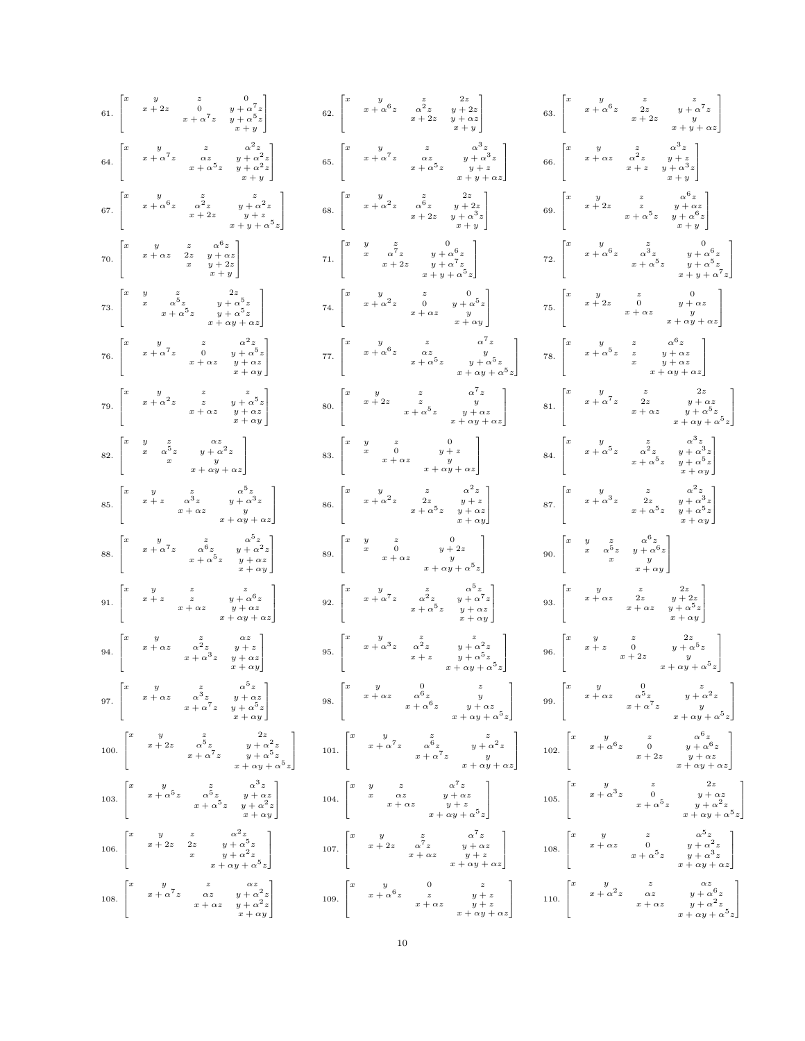61. $$\begin{bmatrix} x & y & z & 0 \\ & x+2z & 0 & y+\alpha^7 z \\ & & x+\alpha^7 z & y+\alpha^5 z \\ & & & x+y \end{bmatrix}$$

62. $$\begin{bmatrix} x & y & z & 2z \\ & x+\alpha^6 z & \alpha^2 z & y+2z \\ & & x+2z & y+\alpha z \\ & & & x+y \end{bmatrix}$$

63. $$\begin{bmatrix} x & y & z & z \\ & x+\alpha^6 z & 2z & y+\alpha^7 z \\ & & x+2z & y \\ & & & x+y+\alpha z \end{bmatrix}$$

64. $$\begin{bmatrix} x & y & z & \alpha^2 z \\ & x+\alpha^7 z & \alpha z & y+\alpha^2 z \\ & & x+\alpha^5 z & y+\alpha^2 z \\ & & & x+y \end{bmatrix}$$

65. $$\begin{bmatrix} x & y & z & \alpha^3 z \\ & x+\alpha^7 z & \alpha z & y+\alpha^3 z \\ & & x+\alpha^5 z & y+z \\ & & & x+y+\alpha z \end{bmatrix}$$

66. $$\begin{bmatrix} x & y & z & \alpha^3 z \\ & x+\alpha z & \alpha^2 z & y+z \\ & & x+z & y+\alpha^3 z \\ & & & x+y \end{bmatrix}$$

67. $$\begin{bmatrix} x & y & z & z \\ & x+\alpha^6 z & \alpha^2 z & y+\alpha^2 z \\ & & x+2z & y+z \\ & & & x+y+\alpha^5 z \end{bmatrix}$$

68. $$\begin{bmatrix} x & y & z & 2z \\ & x+\alpha^2 z & \alpha^6 z & y+2z \\ & & x+2z & y+\alpha^3 z \\ & & & x+y \end{bmatrix}$$

69. $$\begin{bmatrix} x & y & z & \alpha^6 z \\ & x+2z & z & y+\alpha z \\ & & x+\alpha^5 z & y+\alpha^6 z \\ & & & x+y \end{bmatrix}$$

70. $$\begin{bmatrix} x & y & z & \alpha^6 z \\ & x+\alpha z & 2z & y+\alpha z \\ & & x & y+2z \\ & & & x+y \end{bmatrix}$$

71. $$\begin{bmatrix} x & y & z & 0 \\ & x & \alpha^7 z & y+\alpha^6 z \\ & & x+2z & y+\alpha^7 z \\ & & & x+y+\alpha^5 z \end{bmatrix}$$

72. $$\begin{bmatrix} x & y & z & 0 \\ & x+\alpha^6 z & \alpha^3 z & y+\alpha^6 z \\ & & x+\alpha^5 z & y+\alpha^5 z \\ & & & x+y+\alpha^7 z \end{bmatrix}$$

73. $$\begin{bmatrix} x & y & z & 2z \\ & x & \alpha^5 z & y+\alpha^5 z \\ & & x+\alpha^5 z & y+\alpha^5 z \\ & & & x+\alpha y+\alpha z \end{bmatrix}$$

74. $$\begin{bmatrix} x & y & z & 0 \\ & x+\alpha^2 z & 0 & y+\alpha^5 z \\ & & x+\alpha z & y \\ & & & x+\alpha y \end{bmatrix}$$

75. $$\begin{bmatrix} x & y & z & 0 \\ & x+2z & 0 & y+\alpha z \\ & & x+\alpha z & y \\ & & & x+\alpha y+\alpha z \end{bmatrix}$$

76. $$\begin{bmatrix} x & y & z & \alpha^2 z \\ & x+\alpha^7 z & 0 & y+\alpha^5 z \\ & & x+\alpha z & y+\alpha z \\ & & & x+\alpha y \end{bmatrix}$$

77. $$\begin{bmatrix} x & y & z & \alpha^7 z \\ & x+\alpha^6 z & \alpha z & y \\ & & x+\alpha^5 z & y+\alpha^5 z \\ & & & x+\alpha y+\alpha^5 z \end{bmatrix}$$

78. $$\begin{bmatrix} x & y & z & \alpha^6 z \\ & x+\alpha^5 z & z & y+\alpha z \\ & & x & y+\alpha z \\ & & & x+\alpha y+\alpha z \end{bmatrix}$$

79. $$\begin{bmatrix} x & y & z & z \\ & x+\alpha^2 z & z & y+\alpha^5 z \\ & & x+\alpha z & y+\alpha z \\ & & & x+\alpha y \end{bmatrix}$$

80. $$\begin{bmatrix} x & y & z & \alpha^7 z \\ & x+2z & z & y \\ & & x+\alpha^5 z & y+\alpha z \\ & & & x+\alpha y+\alpha z \end{bmatrix}$$

81. $$\begin{bmatrix} x & y & z & 2z \\ & x+\alpha^7 z & 2z & y+\alpha z \\ & & x+\alpha z & y+\alpha^5 z \\ & & & x+\alpha y+\alpha^5 z \end{bmatrix}$$

82. $$\begin{bmatrix} x & y & z & \alpha z \\ & x & \alpha^5 z & y+\alpha^2 z \\ & & x & y \\ & & & x+\alpha y+\alpha z \end{bmatrix}$$

83. $$\begin{bmatrix} x & y & z & 0 \\ & x & 0 & y+z \\ & & x+\alpha z & y \\ & & & x+\alpha y+\alpha z \end{bmatrix}$$

84. $$\begin{bmatrix} x & y & z & \alpha^3 z \\ & x+\alpha^5 z & \alpha^2 z & y+\alpha^3 z \\ & & x+\alpha^5 z & y+\alpha^5 z \\ & & & x+\alpha y \end{bmatrix}$$

85. $$\begin{bmatrix} x & y & z & \alpha^5 z \\ & x+z & \alpha^3 z & y+\alpha^3 z \\ & & x+\alpha z & y \\ & & & x+\alpha y+\alpha z \end{bmatrix}$$

86. $$\begin{bmatrix} x & y & z & \alpha^2 z \\ & x+\alpha^2 z & 2z & y+z \\ & & x+\alpha^5 z & y+\alpha z \\ & & & x+\alpha y \end{bmatrix}$$

87. $$\begin{bmatrix} x & y & z & \alpha^2 z \\ & x+\alpha^3 z & 2z & y+\alpha^3 z \\ & & x+\alpha^5 z & y+\alpha^5 z \\ & & & x+\alpha y \end{bmatrix}$$

88. $$\begin{bmatrix} x & y & z & \alpha^5 z \\ & x+\alpha^7 z & \alpha^6 z & y+\alpha^2 z \\ & & x+\alpha^5 z & y+\alpha z \\ & & & x+\alpha y \end{bmatrix}$$

89. $$\begin{bmatrix} x & y & z & 0 \\ & x & 0 & y+2z \\ & & x+\alpha z & y \\ & & & x+\alpha y+\alpha^5 z \end{bmatrix}$$

90. $$\begin{bmatrix} x & y & z & \alpha^6 z \\ & x & \alpha^5 z & y+\alpha^6 z \\ & & x & y \\ & & & x+\alpha y \end{bmatrix}$$

91. $$\begin{bmatrix} x & y & z & z \\ & x+z & z & y+\alpha^6 z \\ & & x+\alpha z & y+\alpha z \\ & & & x+\alpha y+\alpha z \end{bmatrix}$$

92. $$\begin{bmatrix} x & y & z & \alpha^5 z \\ & x+\alpha^7 z & \alpha^2 z & y+\alpha^7 z \\ & & x+\alpha^5 z & y+\alpha z \\ & & & x+\alpha y \end{bmatrix}$$

93. $$\begin{bmatrix} x & y & z & 2z \\ & x+\alpha z & 2z & y+2z \\ & & x+\alpha z & y+\alpha^5 z \\ & & & x+\alpha y \end{bmatrix}$$

94. $$\begin{bmatrix} x & y & z & \alpha z \\ & x+\alpha z & \alpha^2 z & y+z \\ & & x+\alpha^3 z & y+\alpha z \\ & & & x+\alpha y \end{bmatrix}$$

95. $$\begin{bmatrix} x & y & z & z \\ & x+\alpha^3 z & \alpha^2 z & y+\alpha^2 z \\ & & x+z & y+\alpha^5 z \\ & & & x+\alpha y+\alpha^5 z \end{bmatrix}$$

96. $$\begin{bmatrix} x & y & z & 2z \\ & x+z & 0 & y+\alpha^5 z \\ & & x+2z & y \\ & & & x+\alpha y+\alpha^5 z \end{bmatrix}$$

97. $$\begin{bmatrix} x & y & z & \alpha^5 z \\ & x+\alpha z & \alpha^3 z & y+\alpha z \\ & & x+\alpha^7 z & y+\alpha^5 z \\ & & & x+\alpha y \end{bmatrix}$$

98. $$\begin{bmatrix} x & y & 0 & z \\ & x+\alpha z & \alpha^6 z & y \\ & & x+\alpha^6 z & y+\alpha z \\ & & & x+\alpha y+\alpha^5 z \end{bmatrix}$$

99. $$\begin{bmatrix} x & y & 0 & z \\ & x+\alpha z & \alpha^5 z & y+\alpha^2 z \\ & & x+\alpha^7 z & y \\ & & & x+\alpha y+\alpha^5 z \end{bmatrix}$$

100. $$\begin{bmatrix} x & y & z & 2z \\ & x+2z & \alpha^5 z & y+\alpha^2 z \\ & & x+\alpha^7 z & y+\alpha^5 z \\ & & & x+\alpha y+\alpha^5 z \end{bmatrix}$$

101. $$\begin{bmatrix} x & y & z & z \\ & x+\alpha^7 z & \alpha^6 z & y+\alpha^2 z \\ & & x+\alpha^7 z & y \\ & & & x+\alpha y+\alpha z \end{bmatrix}$$

102. $$\begin{bmatrix} x & y & z & \alpha^6 z \\ & x+\alpha^6 z & 0 & y+\alpha^6 z \\ & & x+2z & y+\alpha z \\ & & & x+\alpha y+\alpha z \end{bmatrix}$$

103. $$\begin{bmatrix} x & y & z & \alpha^3 z \\ & x+\alpha^5 z & \alpha^5 z & y+\alpha z \\ & & x+\alpha^5 z & y+\alpha^2 z \\ & & & x+\alpha y \end{bmatrix}$$

104. $$\begin{bmatrix} x & y & z & \alpha^7 z \\ & x & \alpha z & y+\alpha z \\ & & x+\alpha z & y+z \\ & & & x+\alpha y+\alpha^5 z \end{bmatrix}$$

105. $$\begin{bmatrix} x & y & z & 2z \\ & x+\alpha^3 z & 0 & y+\alpha z \\ & & x+\alpha^5 z & y+\alpha^2 z \\ & & & x+\alpha y+\alpha^5 z \end{bmatrix}$$

106. $$\begin{bmatrix} x & y & z & \alpha^2 z \\ & x+2z & 2z & y+\alpha^5 z \\ & & x & y+\alpha^2 z \\ & & & x+\alpha y+\alpha^5 z \end{bmatrix}$$

107. $$\begin{bmatrix} x & y & z & \alpha^7 z \\ & x+2z & \alpha^7 z & y+\alpha z \\ & & x+\alpha z & y+z \\ & & & x+\alpha y+\alpha z \end{bmatrix}$$

108. $$\begin{bmatrix} x & y & z & \alpha^5 z \\ & x+\alpha z & 0 & y+\alpha^2 z \\ & & x+\alpha^5 z & y+\alpha^3 z \\ & & & x+\alpha y+\alpha z \end{bmatrix}$$

108. $$\begin{bmatrix} x & y & z & \alpha z \\ & x+\alpha^7 z & \alpha z & y+\alpha^2 z \\ & & x+\alpha z & y+\alpha^2 z \\ & & & x+\alpha y \end{bmatrix}$$

109. $$\begin{bmatrix} x & y & 0 & z \\ & x+\alpha^6 z & z & y+z \\ & & x+\alpha z & y+z \\ & & & x+\alpha y+\alpha z \end{bmatrix}$$

110. $$\begin{bmatrix} x & y & z & \alpha z \\ & x+\alpha^2 z & \alpha z & y+\alpha^6 z \\ & & x+\alpha z & y+\alpha^2 z \\ & & & x+\alpha y+\alpha^5 z \end{bmatrix}$$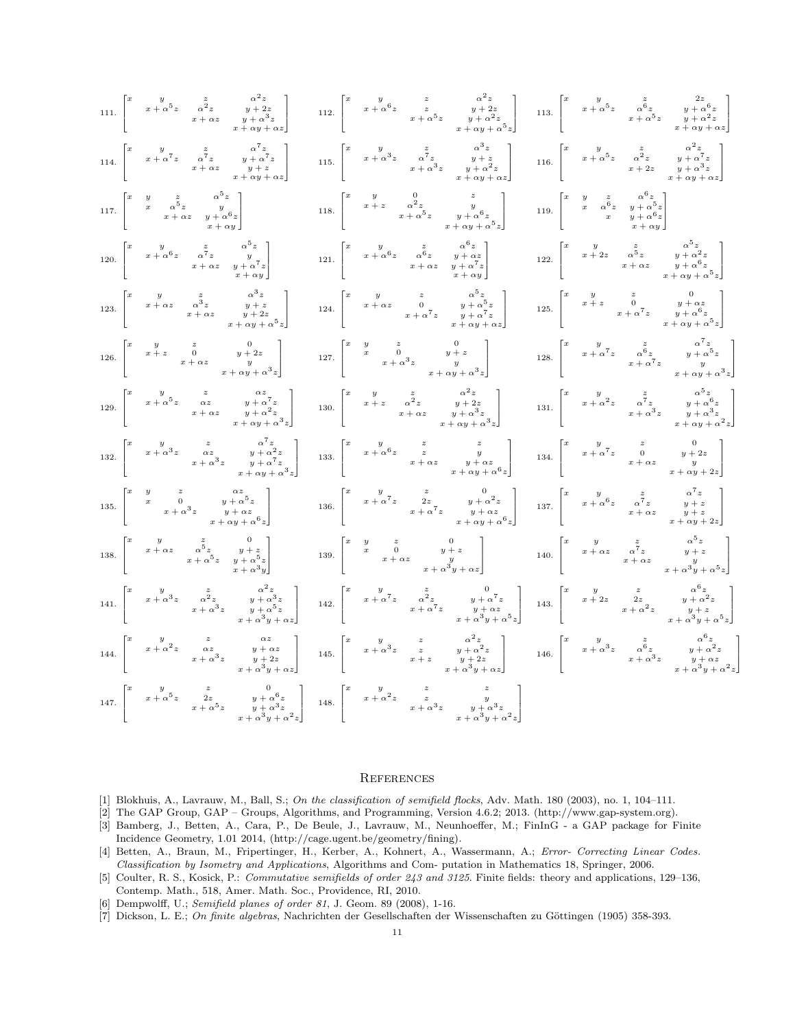111. $\begin{bmatrix} x & y & z & \alpha^2 z \\ & x+\alpha^5 z & \alpha^2 z & y+2z \\ & & x+\alpha z & y+\alpha^3 z \\ & & & x+\alpha y+\alpha z \end{bmatrix}$
112. $\begin{bmatrix} x & y & z & \alpha^2 z \\ & x+\alpha^6 z & z & y+2z \\ & & x+\alpha^5 z & y+\alpha^2 z \\ & & & x+\alpha y+\alpha^5 z \end{bmatrix}$
113. $\begin{bmatrix} x & y & z & 2z \\ & x+\alpha^5 z & \alpha^6 z & y+\alpha^6 z \\ & & x+\alpha^5 z & y+\alpha^2 z \\ & & & x+\alpha y+\alpha z \end{bmatrix}$

114. $\begin{bmatrix} x & y & z & \alpha^7 z \\ & x+\alpha^7 z & \alpha^7 z & y+\alpha^7 z \\ & & x+\alpha z & y+z \\ & & & x+\alpha y+\alpha z \end{bmatrix}$
115. $\begin{bmatrix} x & y & z & \alpha^3 z \\ & x+\alpha^3 z & \alpha^7 z & y+z \\ & & x+\alpha^3 z & y+\alpha^2 z \\ & & & x+\alpha y+\alpha z \end{bmatrix}$
116. $\begin{bmatrix} x & y & z & \alpha^2 z \\ & x+\alpha^5 z & \alpha^2 z & y+\alpha^7 z \\ & & x+2z & y+\alpha^3 z \\ & & & x+\alpha y+\alpha z \end{bmatrix}$

117. $\begin{bmatrix} x & y & z & \alpha^5 z \\ & x & \alpha^5 z & y \\ & & x+\alpha z & y+\alpha^6 z \\ & & & x+\alpha y \end{bmatrix}$
118. $\begin{bmatrix} x & y & 0 & z \\ & x+z & \alpha^2 z & y \\ & & x+\alpha^5 z & y+\alpha^6 z \\ & & & x+\alpha y+\alpha^5 z \end{bmatrix}$
119. $\begin{bmatrix} x & y & z & \alpha^6 z \\ & x & \alpha^6 z & y+\alpha^5 z \\ & & x & y+\alpha^6 z \\ & & & x+\alpha y \end{bmatrix}$

120. $\begin{bmatrix} x & y & z & \alpha^5 z \\ & x+\alpha^6 z & \alpha^7 z & y \\ & & x+\alpha z & y+\alpha^7 z \\ & & & x+\alpha y \end{bmatrix}$
121. $\begin{bmatrix} x & y & z & \alpha^6 z \\ & x+\alpha^6 z & \alpha^6 z & y+\alpha z \\ & & x+\alpha z & y+\alpha^7 z \\ & & & x+\alpha y \end{bmatrix}$
122. $\begin{bmatrix} x & y & z & \alpha^5 z \\ & x+2z & \alpha^5 z & y+\alpha^2 z \\ & & x+\alpha z & y+\alpha^6 z \\ & & & x+\alpha y+\alpha^5 z \end{bmatrix}$

123. $\begin{bmatrix} x & y & z & \alpha^3 z \\ & x+\alpha z & \alpha^3 z & y+z \\ & & x+\alpha z & y+2z \\ & & & x+\alpha y+\alpha^5 z \end{bmatrix}$
124. $\begin{bmatrix} x & y & z & \alpha^5 z \\ & x+\alpha z & 0 & y+\alpha^5 z \\ & & x+\alpha^7 z & y+\alpha^7 z \\ & & & x+\alpha y+\alpha z \end{bmatrix}$
125. $\begin{bmatrix} x & y & z & 0 \\ & x+z & 0 & y+\alpha z \\ & & x+\alpha^7 z & y+\alpha^6 z \\ & & & x+\alpha y+\alpha^5 z \end{bmatrix}$

126. $\begin{bmatrix} x & y & z & 0 \\ & x+z & 0 & y+2z \\ & & x+\alpha z & y \\ & & & x+\alpha y+\alpha^3 z \end{bmatrix}$
127. $\begin{bmatrix} x & y & z & 0 \\ & x & 0 & y+z \\ & & x+\alpha^3 z & y \\ & & & x+\alpha y+\alpha^3 z \end{bmatrix}$
128. $\begin{bmatrix} x & y & z & \alpha^7 z \\ & x+\alpha^7 z & \alpha^6 z & y+\alpha^5 z \\ & & x+\alpha^7 z & y \\ & & & x+\alpha y+\alpha^3 z \end{bmatrix}$

129. $\begin{bmatrix} x & y & z & \alpha z \\ & x+\alpha^5 z & \alpha z & y+\alpha^7 z \\ & & x+\alpha z & y+\alpha^2 z \\ & & & x+\alpha y+\alpha^3 z \end{bmatrix}$
130. $\begin{bmatrix} x & y & z & \alpha^2 z \\ & x+z & \alpha^2 z & y+2z \\ & & x+\alpha z & y+\alpha^3 z \\ & & & x+\alpha y+\alpha^3 z \end{bmatrix}$
131. $\begin{bmatrix} x & y & z & \alpha^5 z \\ & x+\alpha^2 z & \alpha^7 z & y+\alpha^6 z \\ & & x+\alpha^3 z & y+\alpha^3 z \\ & & & x+\alpha y+\alpha^2 z \end{bmatrix}$

132. $\begin{bmatrix} x & y & z & \alpha^7 z \\ & x+\alpha^3 z & \alpha z & y+\alpha^2 z \\ & & x+\alpha^3 z & y+\alpha^7 z \\ & & & x+\alpha y+\alpha^3 z \end{bmatrix}$
133. $\begin{bmatrix} x & y & z & z \\ & x+\alpha^6 z & z & y \\ & & x+\alpha z & y+\alpha z \\ & & & x+\alpha y+\alpha^6 z \end{bmatrix}$
134. $\begin{bmatrix} x & y & z & 0 \\ & x+\alpha^7 z & 0 & y+2z \\ & & x+\alpha z & y \\ & & & x+\alpha y+2z \end{bmatrix}$

135. $\begin{bmatrix} x & y & z & \alpha z \\ & x & 0 & y+\alpha^5 z \\ & & x+\alpha^3 z & y+\alpha z \\ & & & x+\alpha y+\alpha^6 z \end{bmatrix}$
136. $\begin{bmatrix} x & y & z & 0 \\ & x+\alpha^7 z & 2z & y+\alpha^2 z \\ & & x+\alpha^7 z & y+\alpha z \\ & & & x+\alpha y+\alpha^6 z \end{bmatrix}$
137. $\begin{bmatrix} x & y & z & \alpha^7 z \\ & x+\alpha^6 z & \alpha^7 z & y+z \\ & & x+\alpha z & y+z \\ & & & x+\alpha y+2z \end{bmatrix}$

138. $\begin{bmatrix} x & y & z & 0 \\ & x+\alpha z & \alpha^5 z & y+z \\ & & x+\alpha^5 z & y+\alpha^5 z \\ & & & x+\alpha^3 y \end{bmatrix}$
139. $\begin{bmatrix} x & y & z & 0 \\ & x & 0 & y+z \\ & & x+\alpha z & y \\ & & & x+\alpha^3 y+\alpha z \end{bmatrix}$
140. $\begin{bmatrix} x & y & z & \alpha^5 z \\ & x+\alpha z & \alpha^7 z & y+z \\ & & x+\alpha z & y \\ & & & x+\alpha^3 y+\alpha^5 z \end{bmatrix}$

141. $\begin{bmatrix} x & y & z & \alpha^2 z \\ & x+\alpha^3 z & \alpha^2 z & y+\alpha^3 z \\ & & x+\alpha^3 z & y+\alpha^5 z \\ & & & x+\alpha^3 y+\alpha z \end{bmatrix}$
142. $\begin{bmatrix} x & y & z & 0 \\ & x+\alpha^7 z & \alpha^2 z & y+\alpha^7 z \\ & & x+\alpha^7 z & y+\alpha z \\ & & & x+\alpha^3 y+\alpha^5 z \end{bmatrix}$
143. $\begin{bmatrix} x & y & z & \alpha^6 z \\ & x+2z & 2z & y+\alpha^2 z \\ & & x+\alpha^2 z & y+z \\ & & & x+\alpha^3 y+\alpha^5 z \end{bmatrix}$

144. $\begin{bmatrix} x & y & z & \alpha z \\ & x+\alpha^2 z & \alpha z & y+\alpha z \\ & & x+\alpha^3 z & y+2z \\ & & & x+\alpha^3 y+\alpha z \end{bmatrix}$
145. $\begin{bmatrix} x & y & z & \alpha^2 z \\ & x+\alpha^3 z & z & y+\alpha^2 z \\ & & x+z & y+2z \\ & & & x+\alpha^3 y+\alpha z \end{bmatrix}$
146. $\begin{bmatrix} x & y & z & \alpha^6 z \\ & x+\alpha^3 z & \alpha^6 z & y+\alpha^2 z \\ & & x+\alpha^3 z & y+\alpha z \\ & & & x+\alpha^3 y+\alpha^2 z \end{bmatrix}$

147. $\begin{bmatrix} x & y & z & 0 \\ & x+\alpha^5 z & 2z & y+\alpha^6 z \\ & & x+\alpha^5 z & y+\alpha^3 z \\ & & & x+\alpha^3 y+\alpha^2 z \end{bmatrix}$
148. $\begin{bmatrix} x & y & z & z \\ & x+\alpha^2 z & z & y \\ & & x+\alpha^3 z & y+\alpha^3 z \\ & & & x+\alpha^3 y+\alpha^2 z \end{bmatrix}$

## References

[1] Blokhuis, A., Lavrauw, M., Ball, S.; *On the classification of semifield flocks*, Adv. Math. 180 (2003), no. 1, 104–111.
[2] The GAP Group, GAP – Groups, Algorithms, and Programming, Version 4.6.2; 2013. (http://www.gap-system.org).
[3] Bamberg, J., Betten, A., Cara, P., De Beule, J., Lavrauw, M., Neunhoeffer, M.; FinInG - a GAP package for Finite Incidence Geometry, 1.01 2014, (http://cage.ugent.be/geometry/fining).
[4] Betten, A., Braun, M., Fripertinger, H., Kerber, A., Kohnert, A., Wassermann, A.; *Error- Correcting Linear Codes. Classification by Isometry and Applications*, Algorithms and Com- putation in Mathematics 18, Springer, 2006.
[5] Coulter, R. S., Kosick, P.: *Commutative semifields of order 243 and 3125.* Finite fields: theory and applications, 129–136, Contemp. Math., 518, Amer. Math. Soc., Providence, RI, 2010.
[6] Dempwolff, U.; *Semifield planes of order 81*, J. Geom. 89 (2008), 1-16.
[7] Dickson, L. E.; *On finite algebras*, Nachrichten der Gesellschaften der Wissenschaften zu Göttingen (1905) 358-393.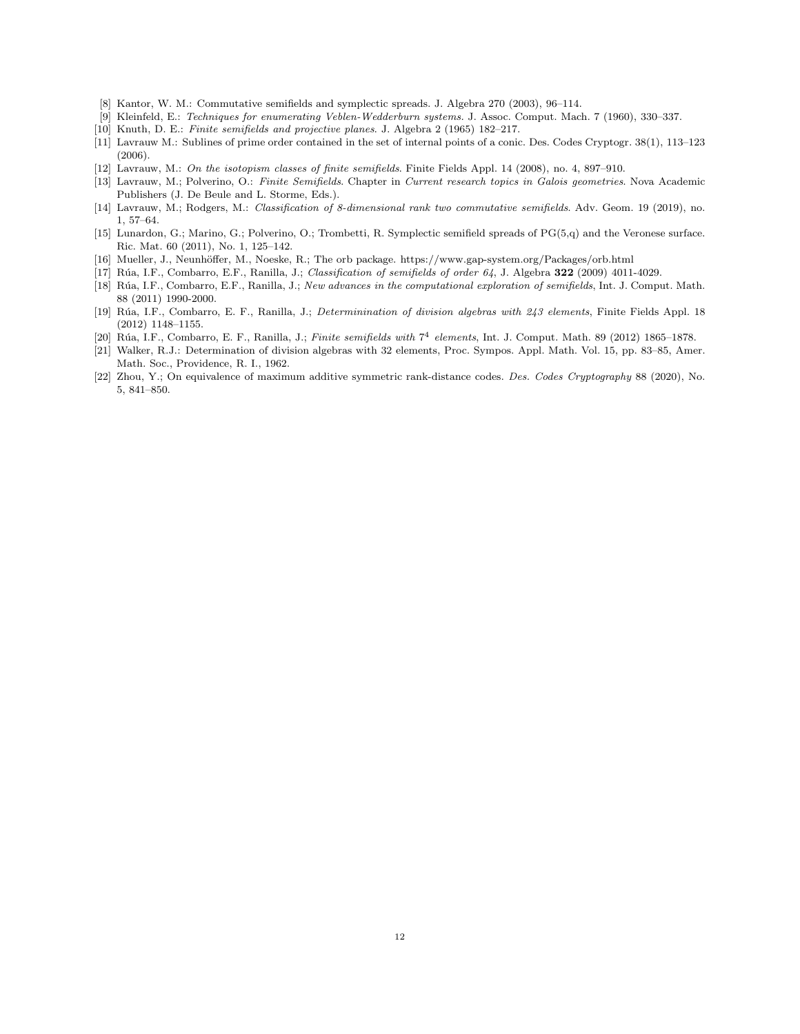[8] Kantor, W. M.: Commutative semifields and symplectic spreads. J. Algebra 270 (2003), 96–114.

[9] Kleinfeld, E.: *Techniques for enumerating Veblen-Wedderburn systems.* J. Assoc. Comput. Mach. 7 (1960), 330–337.

[10] Knuth, D. E.: *Finite semifields and projective planes*. J. Algebra 2 (1965) 182–217.

[11] Lavrauw M.: Sublines of prime order contained in the set of internal points of a conic. Des. Codes Cryptogr. 38(1), 113–123 (2006).

[12] Lavrauw, M.: *On the isotopism classes of finite semifields*. Finite Fields Appl. 14 (2008), no. 4, 897–910.

[13] Lavrauw, M.; Polverino, O.: *Finite Semifields*. Chapter in *Current research topics in Galois geometries*. Nova Academic Publishers (J. De Beule and L. Storme, Eds.).

[14] Lavrauw, M.; Rodgers, M.: *Classification of 8-dimensional rank two commutative semifields*. Adv. Geom. 19 (2019), no. 1, 57–64.

[15] Lunardon, G.; Marino, G.; Polverino, O.; Trombetti, R. Symplectic semifield spreads of PG(5,q) and the Veronese surface. Ric. Mat. 60 (2011), No. 1, 125–142.

[16] Mueller, J., Neunhöffer, M., Noeske, R.; The orb package. https://www.gap-system.org/Packages/orb.html

[17] Rúa, I.F., Combarro, E.F., Ranilla, J.; *Classification of semifields of order 64*, J. Algebra **322** (2009) 4011-4029.

[18] Rúa, I.F., Combarro, E.F., Ranilla, J.; *New advances in the computational exploration of semifields*, Int. J. Comput. Math. 88 (2011) 1990-2000.

[19] Rúa, I.F., Combarro, E. F., Ranilla, J.; *Determinination of division algebras with 243 elements*, Finite Fields Appl. 18 (2012) 1148–1155.

[20] Rúa, I.F., Combarro, E. F., Ranilla, J.; *Finite semifields with* $7^4$ *elements*, Int. J. Comput. Math. 89 (2012) 1865–1878.

[21] Walker, R.J.: Determination of division algebras with 32 elements, Proc. Sympos. Appl. Math. Vol. 15, pp. 83–85, Amer. Math. Soc., Providence, R. I., 1962.

[22] Zhou, Y.; On equivalence of maximum additive symmetric rank-distance codes. *Des. Codes Cryptography* 88 (2020), No. 5, 841–850.